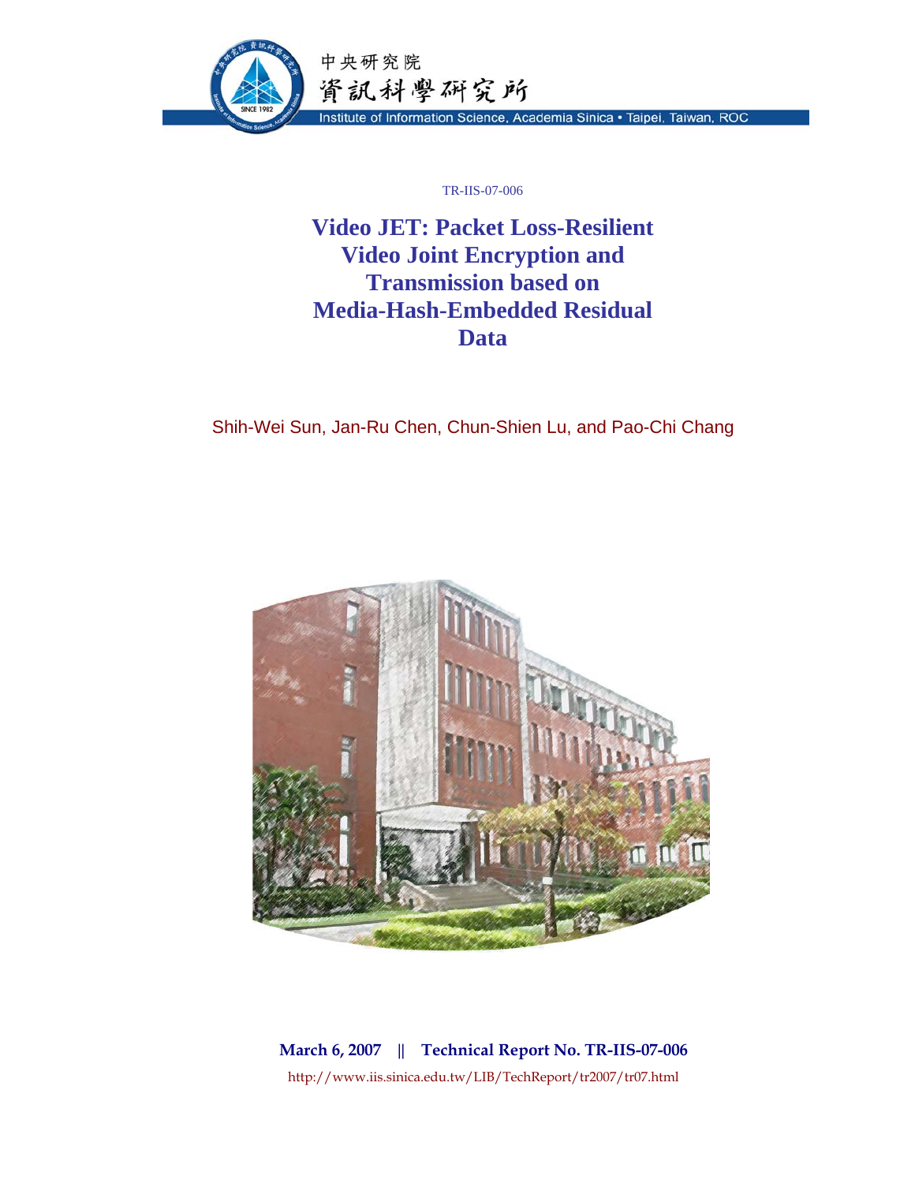中央研究院

資訊科學研究所

Institute of Information Science, Academia Sinica • Taipei, Taiwan, ROC

TR-IIS-07-006

# Video JET: Packet Loss-Resilient Video Joint Encryption and Transmission based on Media-Hash-Embedded Residual Data

Shih-Wei Sun, Jan-Ru Chen, Chun-Shien Lu, and Pao-Chi Chang

**March 6, 2007 || Technical Report No. TR-IIS-07-006**

http://www.iis.sinica.edu.tw/LIB/TechReport/tr2007/tr07.html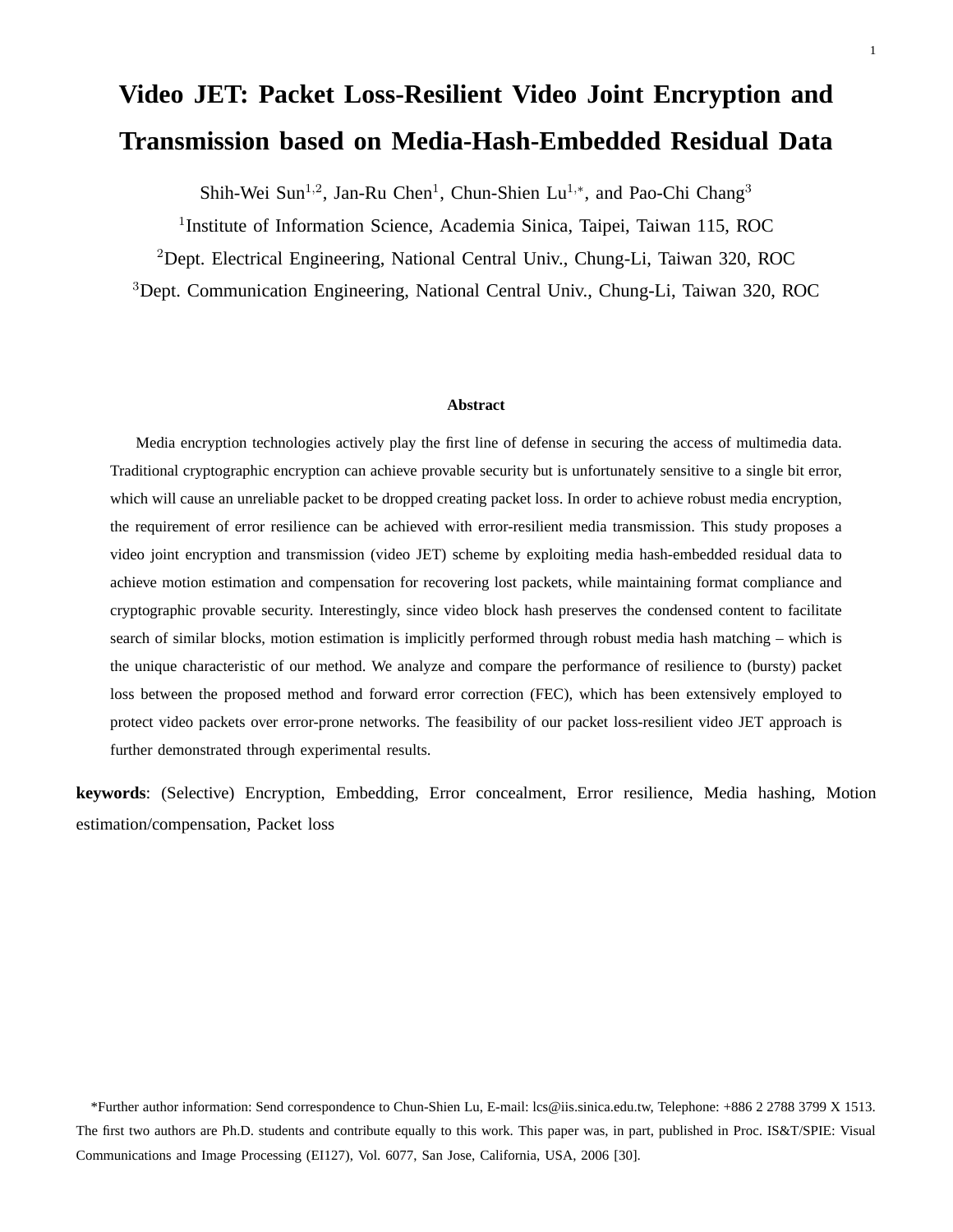# Video JET: Packet Loss-Resilient Video Joint Encryption and Transmission based on Media-Hash-Embedded Residual Data

Shih-Wei Sun[1,2], Jan-Ru Chen[1], Chun-Shien Lu[1,*], and Pao-Chi Chang[3]

[1]Institute of Information Science, Academia Sinica, Taipei, Taiwan 115, ROC

[2]Dept. Electrical Engineering, National Central Univ., Chung-Li, Taiwan 320, ROC

[3]Dept. Communication Engineering, National Central Univ., Chung-Li, Taiwan 320, ROC

### Abstract

Media encryption technologies actively play the first line of defense in securing the access of multimedia data. Traditional cryptographic encryption can achieve provable security but is unfortunately sensitive to a single bit error, which will cause an unreliable packet to be dropped creating packet loss. In order to achieve robust media encryption, the requirement of error resilience can be achieved with error-resilient media transmission. This study proposes a video joint encryption and transmission (video JET) scheme by exploiting media hash-embedded residual data to achieve motion estimation and compensation for recovering lost packets, while maintaining format compliance and cryptographic provable security. Interestingly, since video block hash preserves the condensed content to facilitate search of similar blocks, motion estimation is implicitly performed through robust media hash matching – which is the unique characteristic of our method. We analyze and compare the performance of resilience to (bursty) packet loss between the proposed method and forward error correction (FEC), which has been extensively employed to protect video packets over error-prone networks. The feasibility of our packet loss-resilient video JET approach is further demonstrated through experimental results.

**keywords**: (Selective) Encryption, Embedding, Error concealment, Error resilience, Media hashing, Motion estimation/compensation, Packet loss

*Further author information: Send correspondence to Chun-Shien Lu, E-mail: lcs@iis.sinica.edu.tw, Telephone: +886 2 2788 3799 X 1513. The first two authors are Ph.D. students and contribute equally to this work. This paper was, in part, published in Proc. IS&T/SPIE: Visual Communications and Image Processing (EI127), Vol. 6077, San Jose, California, USA, 2006 [30].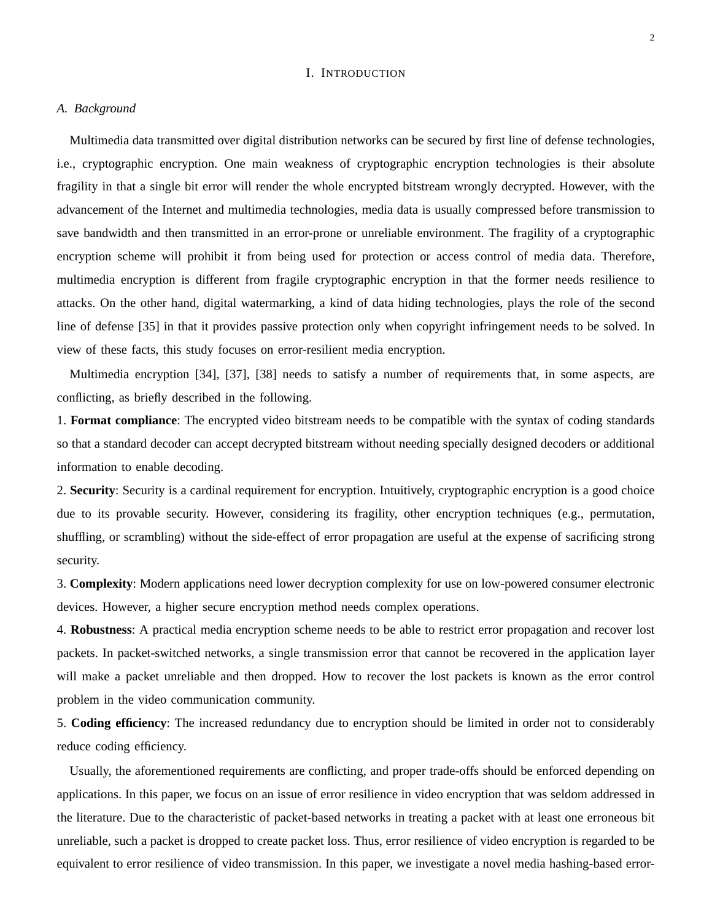# I. Introduction

## A. Background

Multimedia data transmitted over digital distribution networks can be secured by first line of defense technologies, i.e., cryptographic encryption. One main weakness of cryptographic encryption technologies is their absolute fragility in that a single bit error will render the whole encrypted bitstream wrongly decrypted. However, with the advancement of the Internet and multimedia technologies, media data is usually compressed before transmission to save bandwidth and then transmitted in an error-prone or unreliable environment. The fragility of a cryptographic encryption scheme will prohibit it from being used for protection or access control of media data. Therefore, multimedia encryption is different from fragile cryptographic encryption in that the former needs resilience to attacks. On the other hand, digital watermarking, a kind of data hiding technologies, plays the role of the second line of defense [35] in that it provides passive protection only when copyright infringement needs to be solved. In view of these facts, this study focuses on error-resilient media encryption.

Multimedia encryption [34], [37], [38] needs to satisfy a number of requirements that, in some aspects, are conflicting, as briefly described in the following.

1. **Format compliance**: The encrypted video bitstream needs to be compatible with the syntax of coding standards so that a standard decoder can accept decrypted bitstream without needing specially designed decoders or additional information to enable decoding.

2. **Security**: Security is a cardinal requirement for encryption. Intuitively, cryptographic encryption is a good choice due to its provable security. However, considering its fragility, other encryption techniques (e.g., permutation, shuffling, or scrambling) without the side-effect of error propagation are useful at the expense of sacrificing strong security.

3. **Complexity**: Modern applications need lower decryption complexity for use on low-powered consumer electronic devices. However, a higher secure encryption method needs complex operations.

4. **Robustness**: A practical media encryption scheme needs to be able to restrict error propagation and recover lost packets. In packet-switched networks, a single transmission error that cannot be recovered in the application layer will make a packet unreliable and then dropped. How to recover the lost packets is known as the error control problem in the video communication community.

5. **Coding efficiency**: The increased redundancy due to encryption should be limited in order not to considerably reduce coding efficiency.

Usually, the aforementioned requirements are conflicting, and proper trade-offs should be enforced depending on applications. In this paper, we focus on an issue of error resilience in video encryption that was seldom addressed in the literature. Due to the characteristic of packet-based networks in treating a packet with at least one erroneous bit unreliable, such a packet is dropped to create packet loss. Thus, error resilience of video encryption is regarded to be equivalent to error resilience of video transmission. In this paper, we investigate a novel media hashing-based error-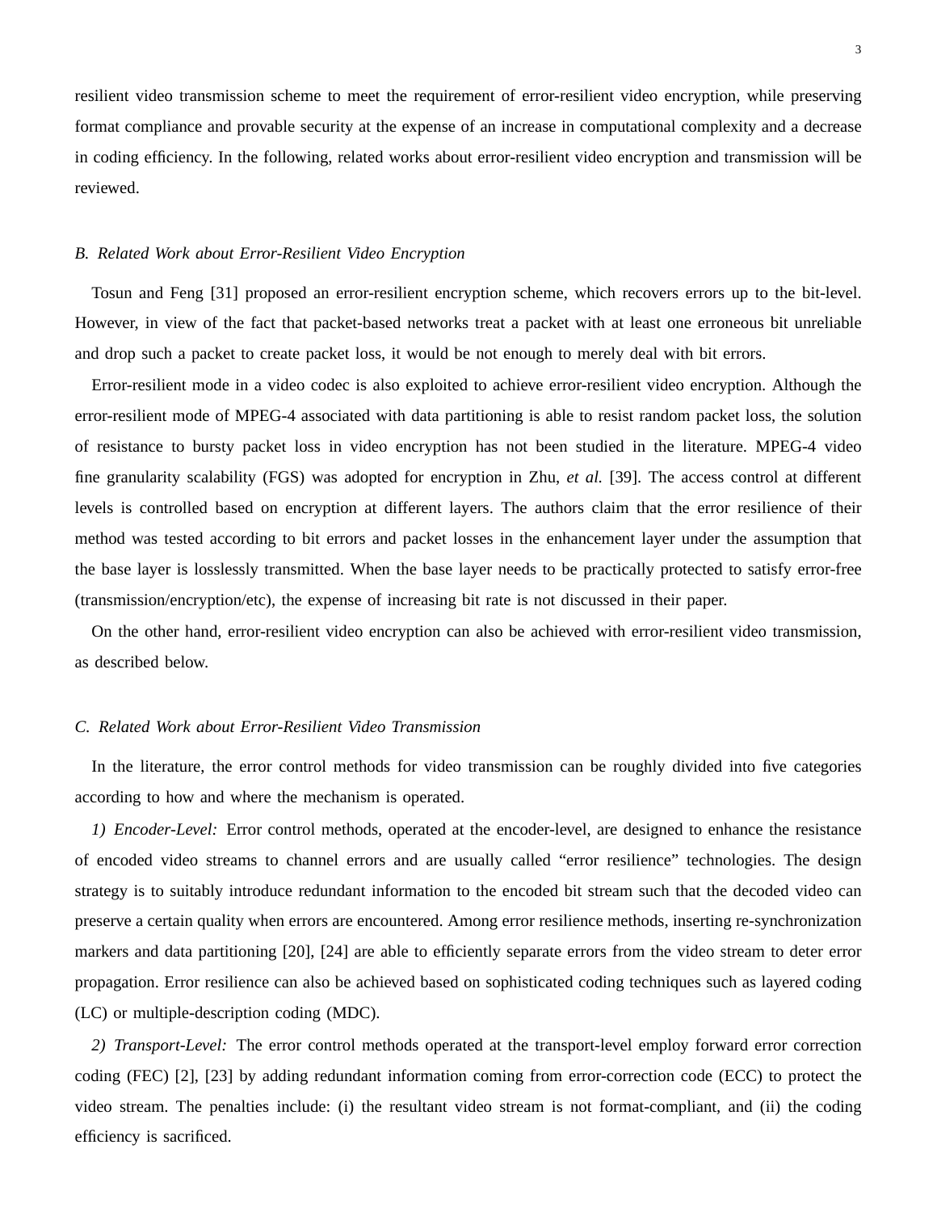resilient video transmission scheme to meet the requirement of error-resilient video encryption, while preserving format compliance and provable security at the expense of an increase in computational complexity and a decrease in coding efficiency. In the following, related works about error-resilient video encryption and transmission will be reviewed.

### *B. Related Work about Error-Resilient Video Encryption*

Tosun and Feng [31] proposed an error-resilient encryption scheme, which recovers errors up to the bit-level. However, in view of the fact that packet-based networks treat a packet with at least one erroneous bit unreliable and drop such a packet to create packet loss, it would be not enough to merely deal with bit errors.

Error-resilient mode in a video codec is also exploited to achieve error-resilient video encryption. Although the error-resilient mode of MPEG-4 associated with data partitioning is able to resist random packet loss, the solution of resistance to bursty packet loss in video encryption has not been studied in the literature. MPEG-4 video fine granularity scalability (FGS) was adopted for encryption in Zhu, *et al.* [39]. The access control at different levels is controlled based on encryption at different layers. The authors claim that the error resilience of their method was tested according to bit errors and packet losses in the enhancement layer under the assumption that the base layer is losslessly transmitted. When the base layer needs to be practically protected to satisfy error-free (transmission/encryption/etc), the expense of increasing bit rate is not discussed in their paper.

On the other hand, error-resilient video encryption can also be achieved with error-resilient video transmission, as described below.

### *C. Related Work about Error-Resilient Video Transmission*

In the literature, the error control methods for video transmission can be roughly divided into five categories according to how and where the mechanism is operated.

*1) Encoder-Level:* Error control methods, operated at the encoder-level, are designed to enhance the resistance of encoded video streams to channel errors and are usually called "error resilience" technologies. The design strategy is to suitably introduce redundant information to the encoded bit stream such that the decoded video can preserve a certain quality when errors are encountered. Among error resilience methods, inserting re-synchronization markers and data partitioning [20], [24] are able to efficiently separate errors from the video stream to deter error propagation. Error resilience can also be achieved based on sophisticated coding techniques such as layered coding (LC) or multiple-description coding (MDC).

*2) Transport-Level:* The error control methods operated at the transport-level employ forward error correction coding (FEC) [2], [23] by adding redundant information coming from error-correction code (ECC) to protect the video stream. The penalties include: (i) the resultant video stream is not format-compliant, and (ii) the coding efficiency is sacrificed.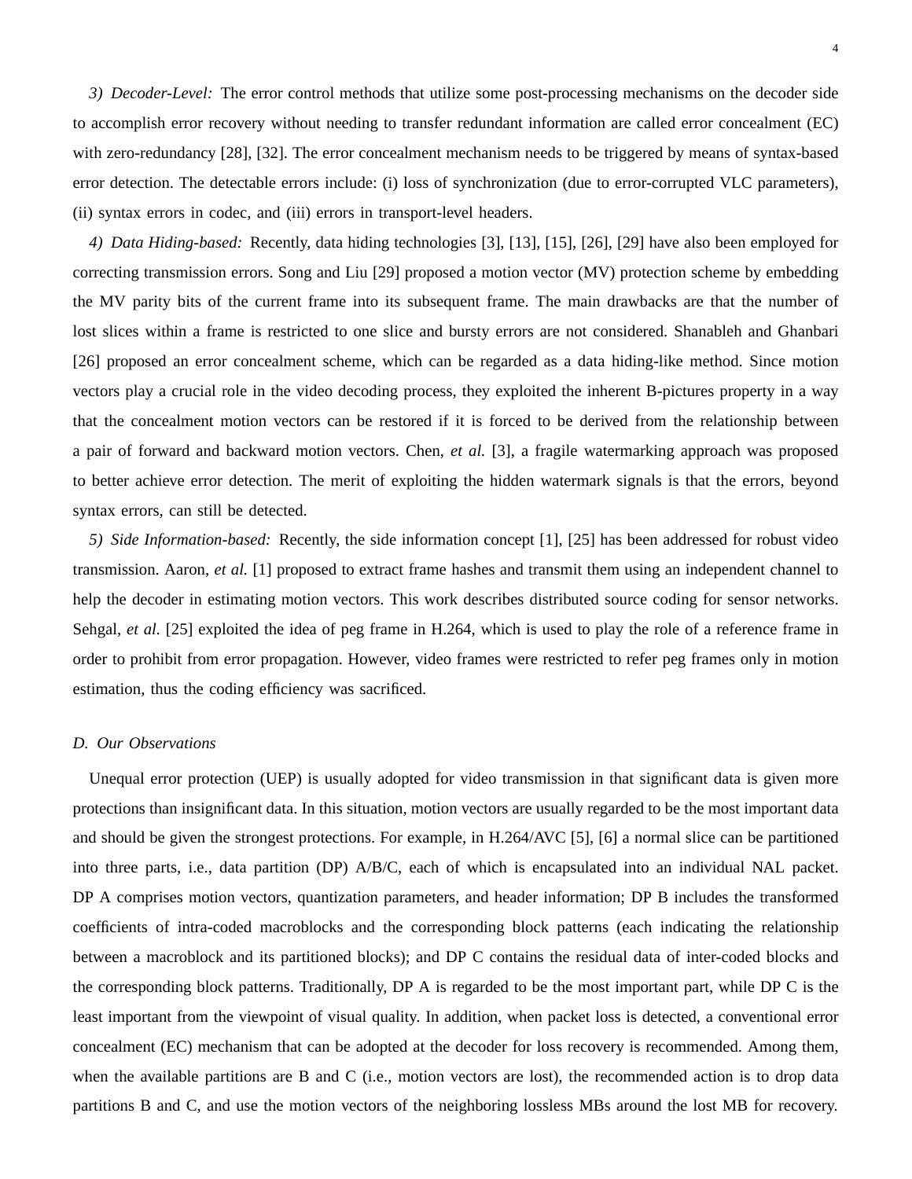*3) Decoder-Level:* The error control methods that utilize some post-processing mechanisms on the decoder side to accomplish error recovery without needing to transfer redundant information are called error concealment (EC) with zero-redundancy [28], [32]. The error concealment mechanism needs to be triggered by means of syntax-based error detection. The detectable errors include: (i) loss of synchronization (due to error-corrupted VLC parameters), (ii) syntax errors in codec, and (iii) errors in transport-level headers.

*4) Data Hiding-based:* Recently, data hiding technologies [3], [13], [15], [26], [29] have also been employed for correcting transmission errors. Song and Liu [29] proposed a motion vector (MV) protection scheme by embedding the MV parity bits of the current frame into its subsequent frame. The main drawbacks are that the number of lost slices within a frame is restricted to one slice and bursty errors are not considered. Shanableh and Ghanbari [26] proposed an error concealment scheme, which can be regarded as a data hiding-like method. Since motion vectors play a crucial role in the video decoding process, they exploited the inherent B-pictures property in a way that the concealment motion vectors can be restored if it is forced to be derived from the relationship between a pair of forward and backward motion vectors. Chen, *et al.* [3], a fragile watermarking approach was proposed to better achieve error detection. The merit of exploiting the hidden watermark signals is that the errors, beyond syntax errors, can still be detected.

*5) Side Information-based:* Recently, the side information concept [1], [25] has been addressed for robust video transmission. Aaron, *et al.* [1] proposed to extract frame hashes and transmit them using an independent channel to help the decoder in estimating motion vectors. This work describes distributed source coding for sensor networks. Sehgal, *et al.* [25] exploited the idea of peg frame in H.264, which is used to play the role of a reference frame in order to prohibit from error propagation. However, video frames were restricted to refer peg frames only in motion estimation, thus the coding efficiency was sacrificed.

### *D. Our Observations*

Unequal error protection (UEP) is usually adopted for video transmission in that significant data is given more protections than insignificant data. In this situation, motion vectors are usually regarded to be the most important data and should be given the strongest protections. For example, in H.264/AVC [5], [6] a normal slice can be partitioned into three parts, i.e., data partition (DP) A/B/C, each of which is encapsulated into an individual NAL packet. DP A comprises motion vectors, quantization parameters, and header information; DP B includes the transformed coefficients of intra-coded macroblocks and the corresponding block patterns (each indicating the relationship between a macroblock and its partitioned blocks); and DP C contains the residual data of inter-coded blocks and the corresponding block patterns. Traditionally, DP A is regarded to be the most important part, while DP C is the least important from the viewpoint of visual quality. In addition, when packet loss is detected, a conventional error concealment (EC) mechanism that can be adopted at the decoder for loss recovery is recommended. Among them, when the available partitions are B and C (i.e., motion vectors are lost), the recommended action is to drop data partitions B and C, and use the motion vectors of the neighboring lossless MBs around the lost MB for recovery.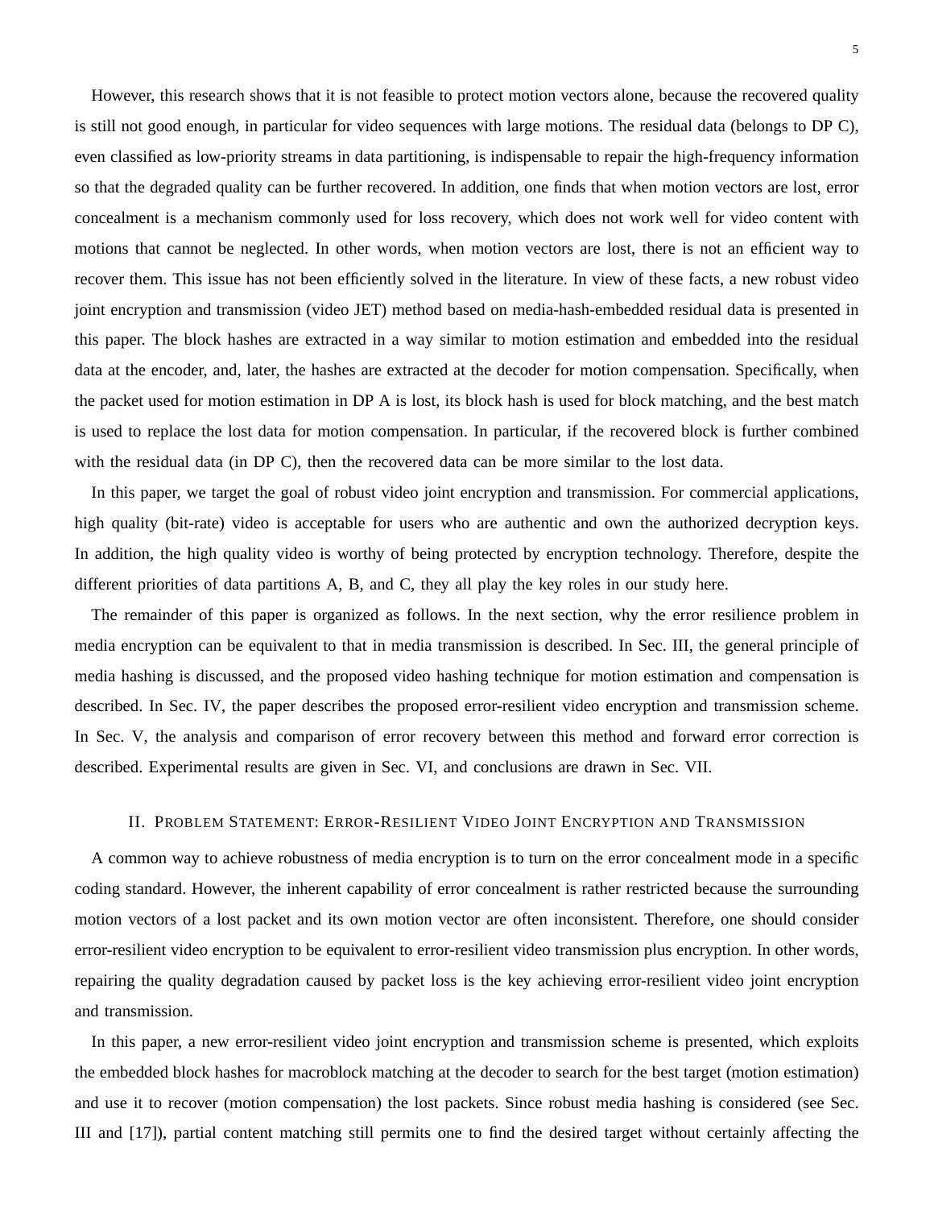However, this research shows that it is not feasible to protect motion vectors alone, because the recovered quality is still not good enough, in particular for video sequences with large motions. The residual data (belongs to DP C), even classified as low-priority streams in data partitioning, is indispensable to repair the high-frequency information so that the degraded quality can be further recovered. In addition, one finds that when motion vectors are lost, error concealment is a mechanism commonly used for loss recovery, which does not work well for video content with motions that cannot be neglected. In other words, when motion vectors are lost, there is not an efficient way to recover them. This issue has not been efficiently solved in the literature. In view of these facts, a new robust video joint encryption and transmission (video JET) method based on media-hash-embedded residual data is presented in this paper. The block hashes are extracted in a way similar to motion estimation and embedded into the residual data at the encoder, and, later, the hashes are extracted at the decoder for motion compensation. Specifically, when the packet used for motion estimation in DP A is lost, its block hash is used for block matching, and the best match is used to replace the lost data for motion compensation. In particular, if the recovered block is further combined with the residual data (in DP C), then the recovered data can be more similar to the lost data.

In this paper, we target the goal of robust video joint encryption and transmission. For commercial applications, high quality (bit-rate) video is acceptable for users who are authentic and own the authorized decryption keys. In addition, the high quality video is worthy of being protected by encryption technology. Therefore, despite the different priorities of data partitions A, B, and C, they all play the key roles in our study here.

The remainder of this paper is organized as follows. In the next section, why the error resilience problem in media encryption can be equivalent to that in media transmission is described. In Sec. III, the general principle of media hashing is discussed, and the proposed video hashing technique for motion estimation and compensation is described. In Sec. IV, the paper describes the proposed error-resilient video encryption and transmission scheme. In Sec. V, the analysis and comparison of error recovery between this method and forward error correction is described. Experimental results are given in Sec. VI, and conclusions are drawn in Sec. VII.

## II. Problem Statement: Error-Resilient Video Joint Encryption and Transmission

A common way to achieve robustness of media encryption is to turn on the error concealment mode in a specific coding standard. However, the inherent capability of error concealment is rather restricted because the surrounding motion vectors of a lost packet and its own motion vector are often inconsistent. Therefore, one should consider error-resilient video encryption to be equivalent to error-resilient video transmission plus encryption. In other words, repairing the quality degradation caused by packet loss is the key achieving error-resilient video joint encryption and transmission.

In this paper, a new error-resilient video joint encryption and transmission scheme is presented, which exploits the embedded block hashes for macroblock matching at the decoder to search for the best target (motion estimation) and use it to recover (motion compensation) the lost packets. Since robust media hashing is considered (see Sec. III and [17]), partial content matching still permits one to find the desired target without certainly affecting the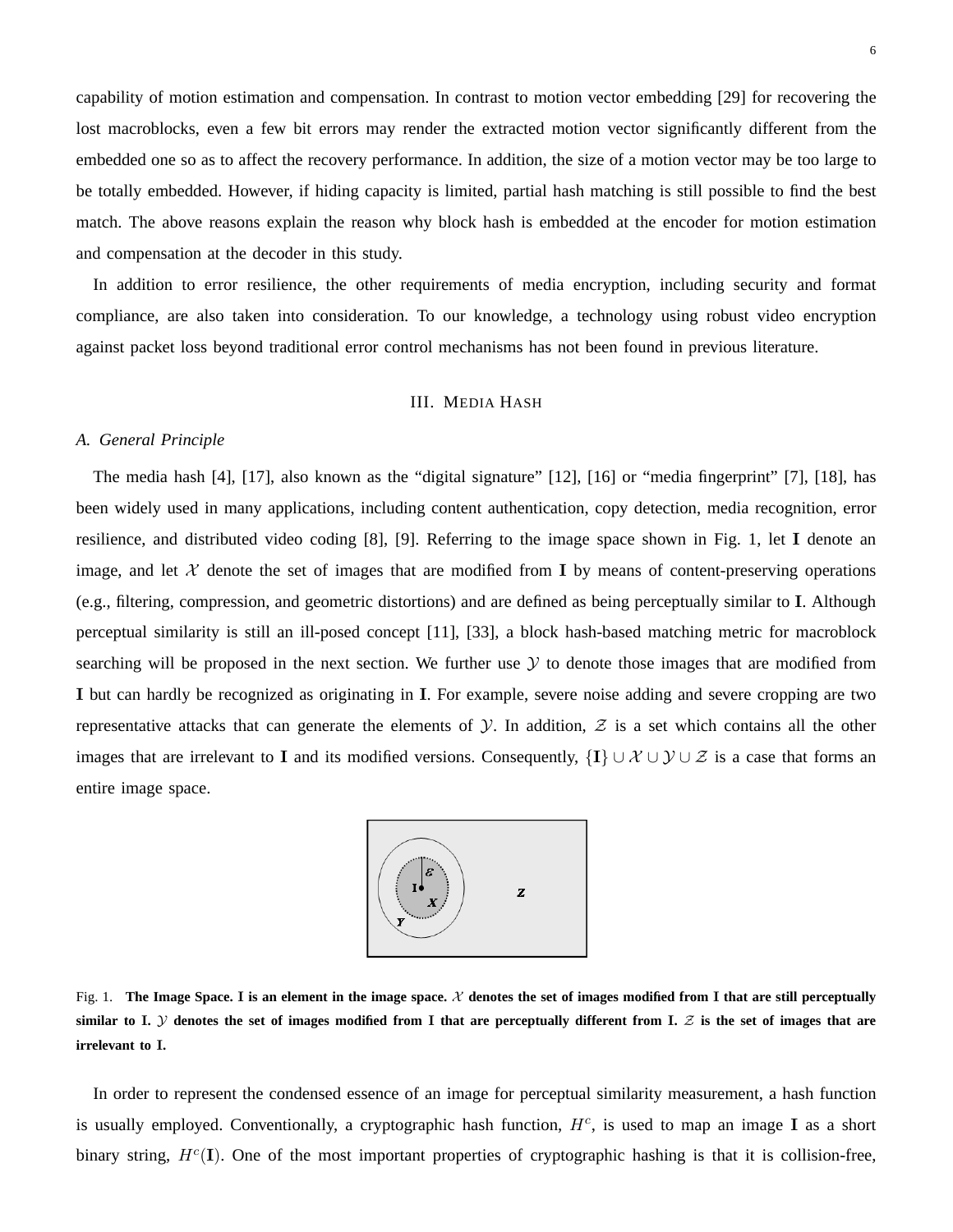capability of motion estimation and compensation. In contrast to motion vector embedding [29] for recovering the lost macroblocks, even a few bit errors may render the extracted motion vector significantly different from the embedded one so as to affect the recovery performance. In addition, the size of a motion vector may be too large to be totally embedded. However, if hiding capacity is limited, partial hash matching is still possible to find the best match. The above reasons explain the reason why block hash is embedded at the encoder for motion estimation and compensation at the decoder in this study.

In addition to error resilience, the other requirements of media encryption, including security and format compliance, are also taken into consideration. To our knowledge, a technology using robust video encryption against packet loss beyond traditional error control mechanisms has not been found in previous literature.

## III. MEDIA HASH

### *A. General Principle*

The media hash [4], [17], also known as the "digital signature" [12], [16] or "media fingerprint" [7], [18], has been widely used in many applications, including content authentication, copy detection, media recognition, error resilience, and distributed video coding [8], [9]. Referring to the image space shown in Fig. 1, let $\mathbf{I}$ denote an image, and let $\mathcal{X}$ denote the set of images that are modified from $\mathbf{I}$ by means of content-preserving operations (e.g., filtering, compression, and geometric distortions) and are defined as being perceptually similar to $\mathbf{I}$. Although perceptual similarity is still an ill-posed concept [11], [33], a block hash-based matching metric for macroblock searching will be proposed in the next section. We further use $\mathcal{Y}$ to denote those images that are modified from $\mathbf{I}$ but can hardly be recognized as originating in $\mathbf{I}$. For example, severe noise adding and severe cropping are two representative attacks that can generate the elements of $\mathcal{Y}$. In addition, $\mathcal{Z}$ is a set which contains all the other images that are irrelevant to $\mathbf{I}$ and its modified versions. Consequently, $\{\mathbf{I}\} \cup \mathcal{X} \cup \mathcal{Y} \cup \mathcal{Z}$ is a case that forms an entire image space.

Fig. 1. **The Image Space. I is an element in the image space. $\mathcal{X}$ denotes the set of images modified from I that are still perceptually similar to I. $\mathcal{Y}$ denotes the set of images modified from I that are perceptually different from I. $\mathcal{Z}$ is the set of images that are irrelevant to I.**

In order to represent the condensed essence of an image for perceptual similarity measurement, a hash function is usually employed. Conventionally, a cryptographic hash function, $H^c$, is used to map an image $\mathbf{I}$ as a short binary string, $H^c(\mathbf{I})$. One of the most important properties of cryptographic hashing is that it is collision-free,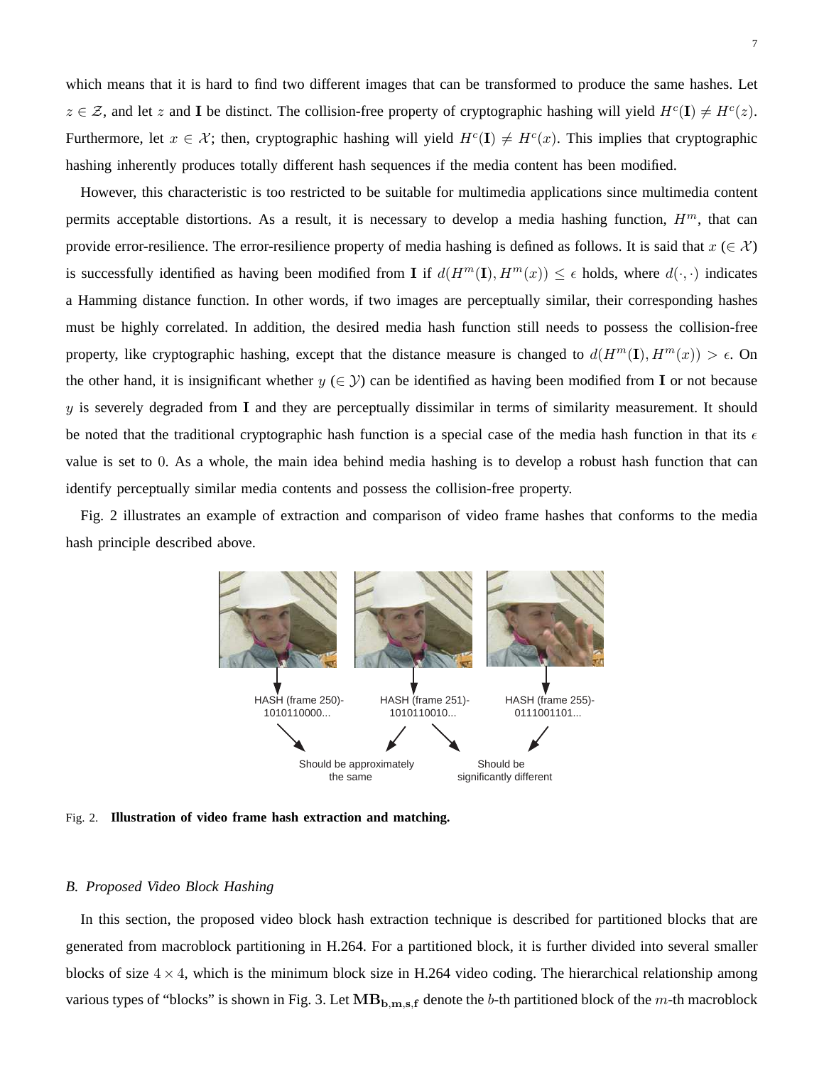which means that it is hard to find two different images that can be transformed to produce the same hashes. Let $z \in \mathcal{Z}$, and let $z$ and $\mathbf{I}$ be distinct. The collision-free property of cryptographic hashing will yield $H^c(\mathbf{I}) \neq H^c(z)$. Furthermore, let $x \in \mathcal{X}$; then, cryptographic hashing will yield $H^c(\mathbf{I}) \neq H^c(x)$. This implies that cryptographic hashing inherently produces totally different hash sequences if the media content has been modified.

However, this characteristic is too restricted to be suitable for multimedia applications since multimedia content permits acceptable distortions. As a result, it is necessary to develop a media hashing function, $H^m$, that can provide error-resilience. The error-resilience property of media hashing is defined as follows. It is said that $x$ ($\in \mathcal{X}$) is successfully identified as having been modified from $\mathbf{I}$ if $d(H^m(\mathbf{I}), H^m(x)) \leq \epsilon$ holds, where $d(\cdot, \cdot)$ indicates a Hamming distance function. In other words, if two images are perceptually similar, their corresponding hashes must be highly correlated. In addition, the desired media hash function still needs to possess the collision-free property, like cryptographic hashing, except that the distance measure is changed to $d(H^m(\mathbf{I}), H^m(x)) > \epsilon$. On the other hand, it is insignificant whether $y$ ($\in \mathcal{Y}$) can be identified as having been modified from $\mathbf{I}$ or not because $y$ is severely degraded from $\mathbf{I}$ and they are perceptually dissimilar in terms of similarity measurement. It should be noted that the traditional cryptographic hash function is a special case of the media hash function in that its $\epsilon$ value is set to 0. As a whole, the main idea behind media hashing is to develop a robust hash function that can identify perceptually similar media contents and possess the collision-free property.

Fig. 2 illustrates an example of extraction and comparison of video frame hashes that conforms to the media hash principle described above.

HASH (frame 250)- 1010110000...

HASH (frame 251)- 1010110010...

HASH (frame 255)- 0111001101...

Should be approximately the same

Should be significantly different

Fig. 2. **Illustration of video frame hash extraction and matching.**

### *B. Proposed Video Block Hashing*

In this section, the proposed video block hash extraction technique is described for partitioned blocks that are generated from macroblock partitioning in H.264. For a partitioned block, it is further divided into several smaller blocks of size $4 \times 4$, which is the minimum block size in H.264 video coding. The hierarchical relationship among various types of "blocks" is shown in Fig. 3. Let $\mathbf{MB_{b,m,s,f}}$ denote the $b$-th partitioned block of the $m$-th macroblock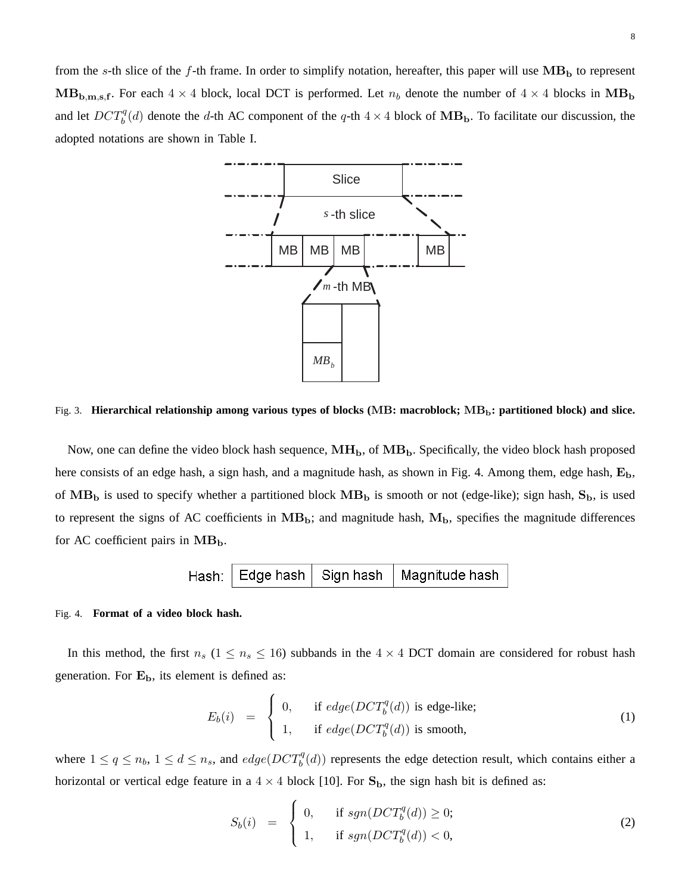from the $s$-th slice of the $f$-th frame. In order to simplify notation, hereafter, this paper will use $\mathbf{MB_b}$ to represent $\mathbf{MB_{b,m,s,f}}$. For each $4 \times 4$ block, local DCT is performed. Let $n_b$ denote the number of $4 \times 4$ blocks in $\mathbf{MB_b}$ and let $DCT_b^q(d)$ denote the $d$-th AC component of the $q$-th $4 \times 4$ block of $\mathbf{MB_b}$. To facilitate our discussion, the adopted notations are shown in Table I.

Fig. 3. **Hierarchical relationship among various types of blocks (MB: macroblock; $\mathbf{MB_b}$: partitioned block) and slice.**

Now, one can define the video block hash sequence, $\mathbf{MH_b}$, of $\mathbf{MB_b}$. Specifically, the video block hash proposed here consists of an edge hash, a sign hash, and a magnitude hash, as shown in Fig. 4. Among them, edge hash, $\mathbf{E_b}$, of $\mathbf{MB_b}$ is used to specify whether a partitioned block $\mathbf{MB_b}$ is smooth or not (edge-like); sign hash, $\mathbf{S_b}$, is used to represent the signs of AC coefficients in $\mathbf{MB_b}$; and magnitude hash, $\mathbf{M_b}$, specifies the magnitude differences for AC coefficient pairs in $\mathbf{MB_b}$.

Fig. 4. **Format of a video block hash.**

In this method, the first $n_s$ ($1 \leq n_s \leq 16$) subbands in the $4 \times 4$ DCT domain are considered for robust hash generation. For $\mathbf{E_b}$, its element is defined as:

$$E_b(i) = \begin{cases} 0, & \text{if } edge(DCT_b^q(d)) \text{ is edge-like;} \\ 1, & \text{if } edge(DCT_b^q(d)) \text{ is smooth,} \end{cases} \tag{1}$$

where $1 \leq q \leq n_b$, $1 \leq d \leq n_s$, and $edge(DCT_b^q(d))$ represents the edge detection result, which contains either a horizontal or vertical edge feature in a $4 \times 4$ block [10]. For $\mathbf{S_b}$, the sign hash bit is defined as:

$$S_b(i) = \begin{cases} 0, & \text{if } sgn(DCT_b^q(d)) \geq 0; \\ 1, & \text{if } sgn(DCT_b^q(d)) < 0, \end{cases} \tag{2}$$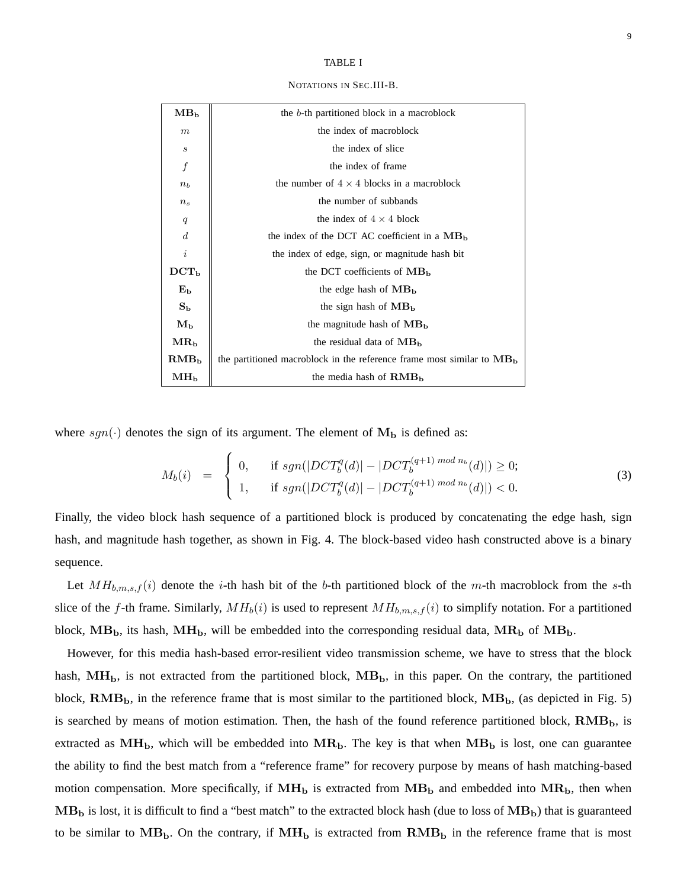TABLE I

NOTATIONS IN SEC.III-B.

| | |
|---|---|
| $\mathbf{MB_b}$ | the $b$-th partitioned block in a macroblock |
| $m$ | the index of macroblock |
| $s$ | the index of slice |
| $f$ | the index of frame |
| $n_b$ | the number of $4 \times 4$ blocks in a macroblock |
| $n_s$ | the number of subbands |
| $q$ | the index of $4 \times 4$ block |
| $d$ | the index of the DCT AC coefficient in a $\mathbf{MB_b}$ |
| $i$ | the index of edge, sign, or magnitude hash bit |
| $\mathbf{DCT_b}$ | the DCT coefficients of $\mathbf{MB_b}$ |
| $\mathbf{E_b}$ | the edge hash of $\mathbf{MB_b}$ |
| $\mathbf{S_b}$ | the sign hash of $\mathbf{MB_b}$ |
| $\mathbf{M_b}$ | the magnitude hash of $\mathbf{MB_b}$ |
| $\mathbf{MR_b}$ | the residual data of $\mathbf{MB_b}$ |
| $\mathbf{RMB_b}$ | the partitioned macroblock in the reference frame most similar to $\mathbf{MB_b}$ |
| $\mathbf{MH_b}$ | the media hash of $\mathbf{RMB_b}$ |

where $sgn(\cdot)$ denotes the sign of its argument. The element of $\mathbf{M_b}$ is defined as:

$$M_b(i) \;=\; \begin{cases} 0, & \text{if } sgn(|DCT_b^q(d)| - |DCT_b^{(q+1)\ mod\ n_b}(d)|) \geq 0; \\ 1, & \text{if } sgn(|DCT_b^q(d)| - |DCT_b^{(q+1)\ mod\ n_b}(d)|) < 0. \end{cases} \tag{3}$$

Finally, the video block hash sequence of a partitioned block is produced by concatenating the edge hash, sign hash, and magnitude hash together, as shown in Fig. 4. The block-based video hash constructed above is a binary sequence.

Let $MH_{b,m,s,f}(i)$ denote the $i$-th hash bit of the $b$-th partitioned block of the $m$-th macroblock from the $s$-th slice of the $f$-th frame. Similarly, $MH_b(i)$ is used to represent $MH_{b,m,s,f}(i)$ to simplify notation. For a partitioned block, $\mathbf{MB_b}$, its hash, $\mathbf{MH_b}$, will be embedded into the corresponding residual data, $\mathbf{MR_b}$ of $\mathbf{MB_b}$.

However, for this media hash-based error-resilient video transmission scheme, we have to stress that the block hash, $\mathbf{MH_b}$, is not extracted from the partitioned block, $\mathbf{MB_b}$, in this paper. On the contrary, the partitioned block, $\mathbf{RMB_b}$, in the reference frame that is most similar to the partitioned block, $\mathbf{MB_b}$, (as depicted in Fig. 5) is searched by means of motion estimation. Then, the hash of the found reference partitioned block, $\mathbf{RMB_b}$, is extracted as $\mathbf{MH_b}$, which will be embedded into $\mathbf{MR_b}$. The key is that when $\mathbf{MB_b}$ is lost, one can guarantee the ability to find the best match from a "reference frame" for recovery purpose by means of hash matching-based motion compensation. More specifically, if $\mathbf{MH_b}$ is extracted from $\mathbf{MB_b}$ and embedded into $\mathbf{MR_b}$, then when $\mathbf{MB_b}$ is lost, it is difficult to find a "best match" to the extracted block hash (due to loss of $\mathbf{MB_b}$) that is guaranteed to be similar to $\mathbf{MB_b}$. On the contrary, if $\mathbf{MH_b}$ is extracted from $\mathbf{RMB_b}$ in the reference frame that is most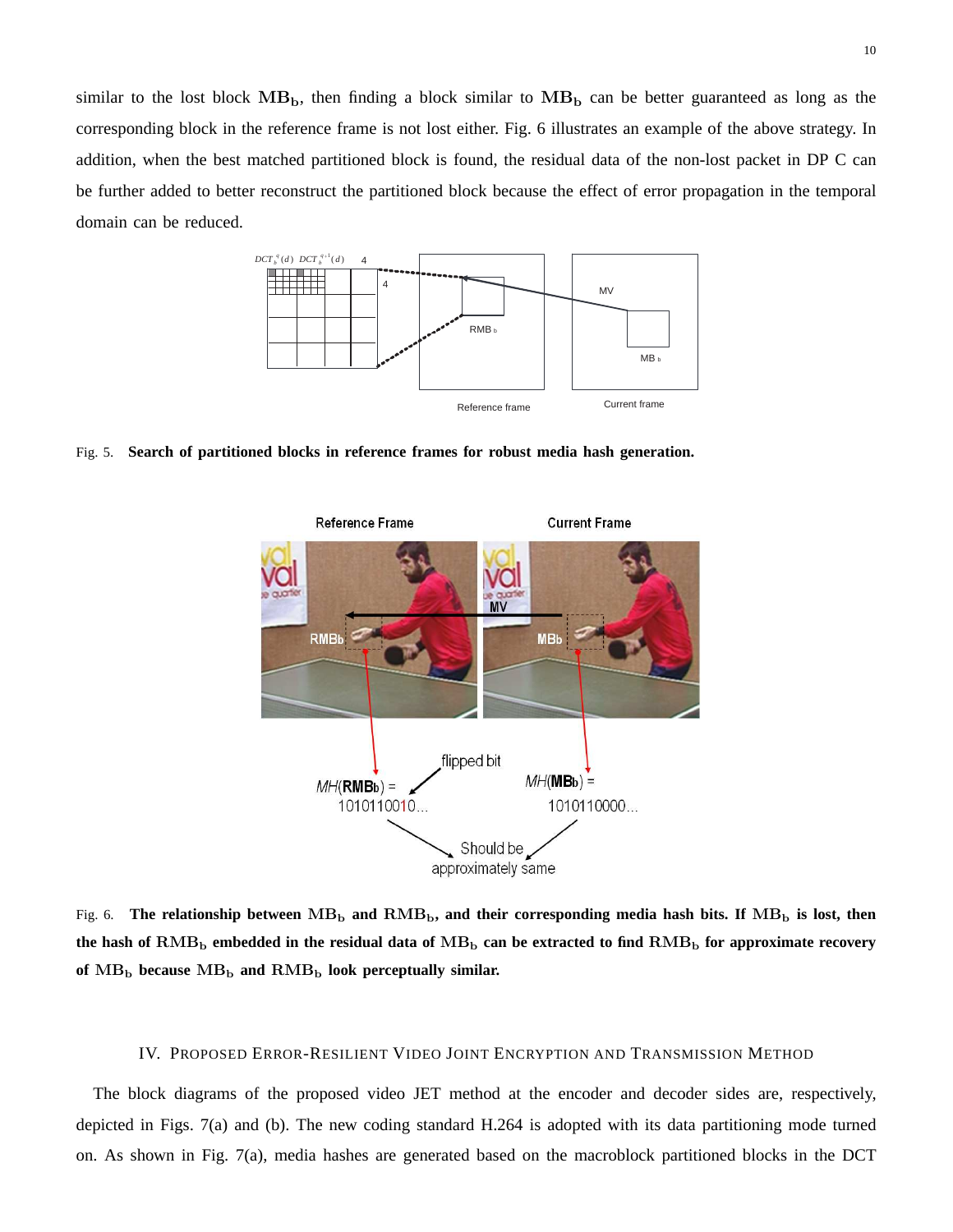similar to the lost block $\mathrm{MB_b}$, then finding a block similar to $\mathrm{MB_b}$ can be better guaranteed as long as the corresponding block in the reference frame is not lost either. Fig. 6 illustrates an example of the above strategy. In addition, when the best matched partitioned block is found, the residual data of the non-lost packet in DP C can be further added to better reconstruct the partitioned block because the effect of error propagation in the temporal domain can be reduced.

Fig. 5. **Search of partitioned blocks in reference frames for robust media hash generation.**

Fig. 6. **The relationship between $\mathrm{MB_b}$ and $\mathrm{RMB_b}$, and their corresponding media hash bits. If $\mathrm{MB_b}$ is lost, then the hash of $\mathrm{RMB_b}$ embedded in the residual data of $\mathrm{MB_b}$ can be extracted to find $\mathrm{RMB_b}$ for approximate recovery of $\mathrm{MB_b}$ because $\mathrm{MB_b}$ and $\mathrm{RMB_b}$ look perceptually similar.**

## IV. Proposed Error-Resilient Video Joint Encryption and Transmission Method

The block diagrams of the proposed video JET method at the encoder and decoder sides are, respectively, depicted in Figs. 7(a) and (b). The new coding standard H.264 is adopted with its data partitioning mode turned on. As shown in Fig. 7(a), media hashes are generated based on the macroblock partitioned blocks in the DCT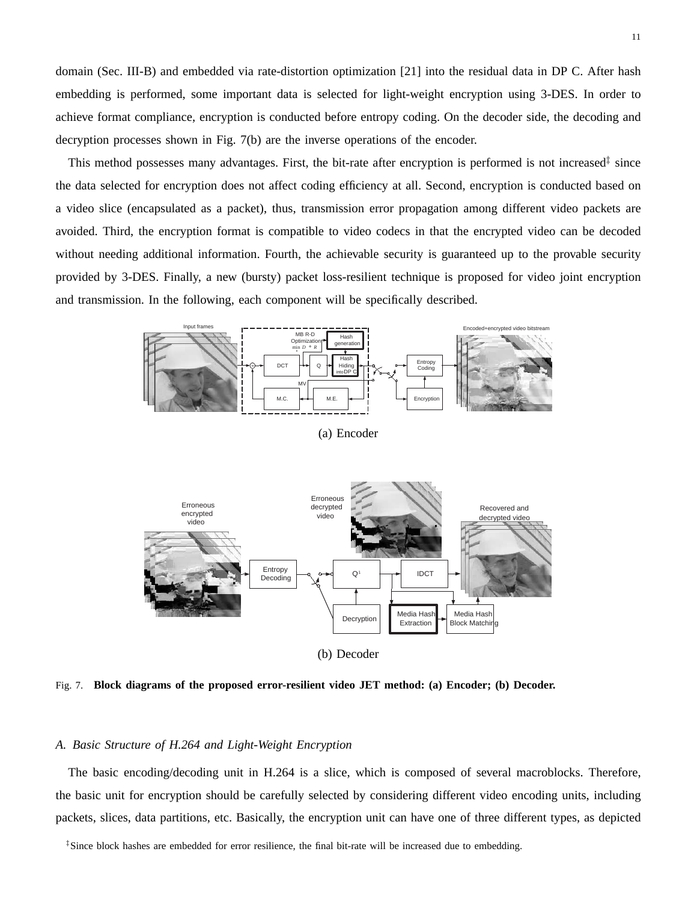domain (Sec. III-B) and embedded via rate-distortion optimization [21] into the residual data in DP C. After hash embedding is performed, some important data is selected for light-weight encryption using 3-DES. In order to achieve format compliance, encryption is conducted before entropy coding. On the decoder side, the decoding and decryption processes shown in Fig. 7(b) are the inverse operations of the encoder.

This method possesses many advantages. First, the bit-rate after encryption is performed is not increased[‡] since the data selected for encryption does not affect coding efficiency at all. Second, encryption is conducted based on a video slice (encapsulated as a packet), thus, transmission error propagation among different video packets are avoided. Third, the encryption format is compatible to video codecs in that the encrypted video can be decoded without needing additional information. Fourth, the achievable security is guaranteed up to the provable security provided by 3-DES. Finally, a new (bursty) packet loss-resilient technique is proposed for video joint encryption and transmission. In the following, each component will be specifically described.

(a) Encoder

(b) Decoder

Fig. 7. **Block diagrams of the proposed error-resilient video JET method: (a) Encoder; (b) Decoder.**

### A. Basic Structure of H.264 and Light-Weight Encryption

The basic encoding/decoding unit in H.264 is a slice, which is composed of several macroblocks. Therefore, the basic unit for encryption should be carefully selected by considering different video encoding units, including packets, slices, data partitions, etc. Basically, the encryption unit can have one of three different types, as depicted

[‡]Since block hashes are embedded for error resilience, the final bit-rate will be increased due to embedding.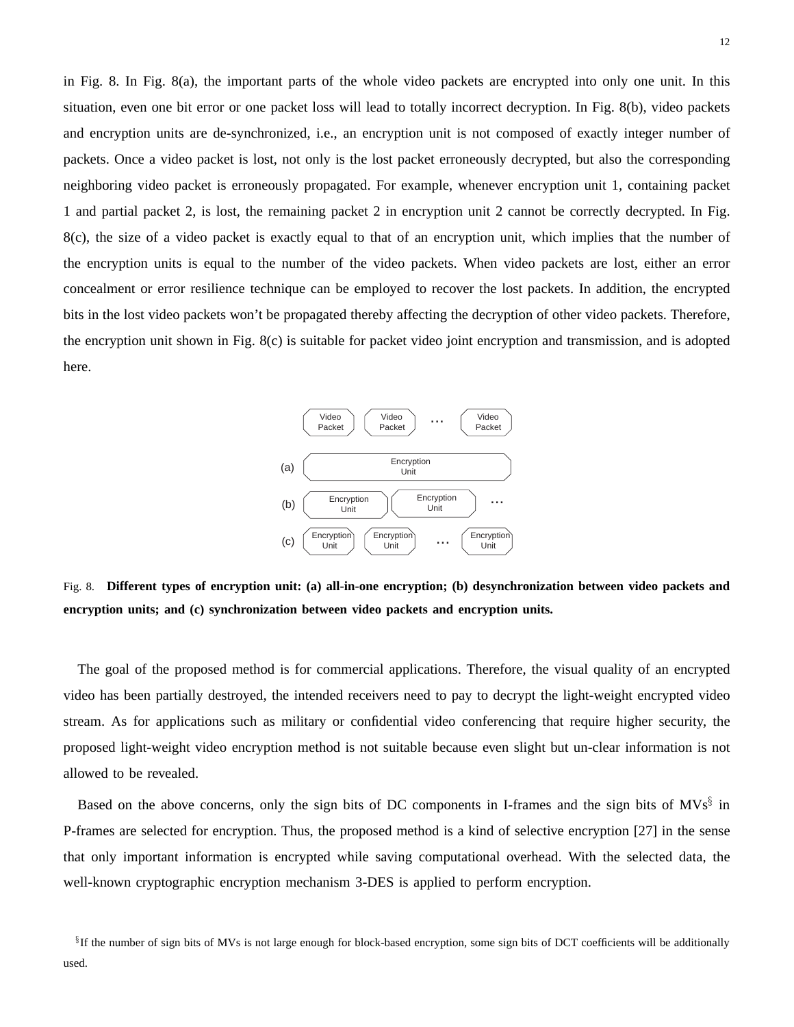in Fig. 8. In Fig. 8(a), the important parts of the whole video packets are encrypted into only one unit. In this situation, even one bit error or one packet loss will lead to totally incorrect decryption. In Fig. 8(b), video packets and encryption units are de-synchronized, i.e., an encryption unit is not composed of exactly integer number of packets. Once a video packet is lost, not only is the lost packet erroneously decrypted, but also the corresponding neighboring video packet is erroneously propagated. For example, whenever encryption unit 1, containing packet 1 and partial packet 2, is lost, the remaining packet 2 in encryption unit 2 cannot be correctly decrypted. In Fig. 8(c), the size of a video packet is exactly equal to that of an encryption unit, which implies that the number of the encryption units is equal to the number of the video packets. When video packets are lost, either an error concealment or error resilience technique can be employed to recover the lost packets. In addition, the encrypted bits in the lost video packets won't be propagated thereby affecting the decryption of other video packets. Therefore, the encryption unit shown in Fig. 8(c) is suitable for packet video joint encryption and transmission, and is adopted here.

Video Packet | Video Packet | ... | Video Packet

(a) Encryption Unit

(b) Encryption Unit | Encryption Unit | ...

(c) Encryption Unit | Encryption Unit | ... | Encryption Unit

Fig. 8. **Different types of encryption unit: (a) all-in-one encryption; (b) desynchronization between video packets and encryption units; and (c) synchronization between video packets and encryption units.**

The goal of the proposed method is for commercial applications. Therefore, the visual quality of an encrypted video has been partially destroyed, the intended receivers need to pay to decrypt the light-weight encrypted video stream. As for applications such as military or confidential video conferencing that require higher security, the proposed light-weight video encryption method is not suitable because even slight but un-clear information is not allowed to be revealed.

Based on the above concerns, only the sign bits of DC components in I-frames and the sign bits of MVs[§] in P-frames are selected for encryption. Thus, the proposed method is a kind of selective encryption [27] in the sense that only important information is encrypted while saving computational overhead. With the selected data, the well-known cryptographic encryption mechanism 3-DES is applied to perform encryption.

[§] If the number of sign bits of MVs is not large enough for block-based encryption, some sign bits of DCT coefficients will be additionally used.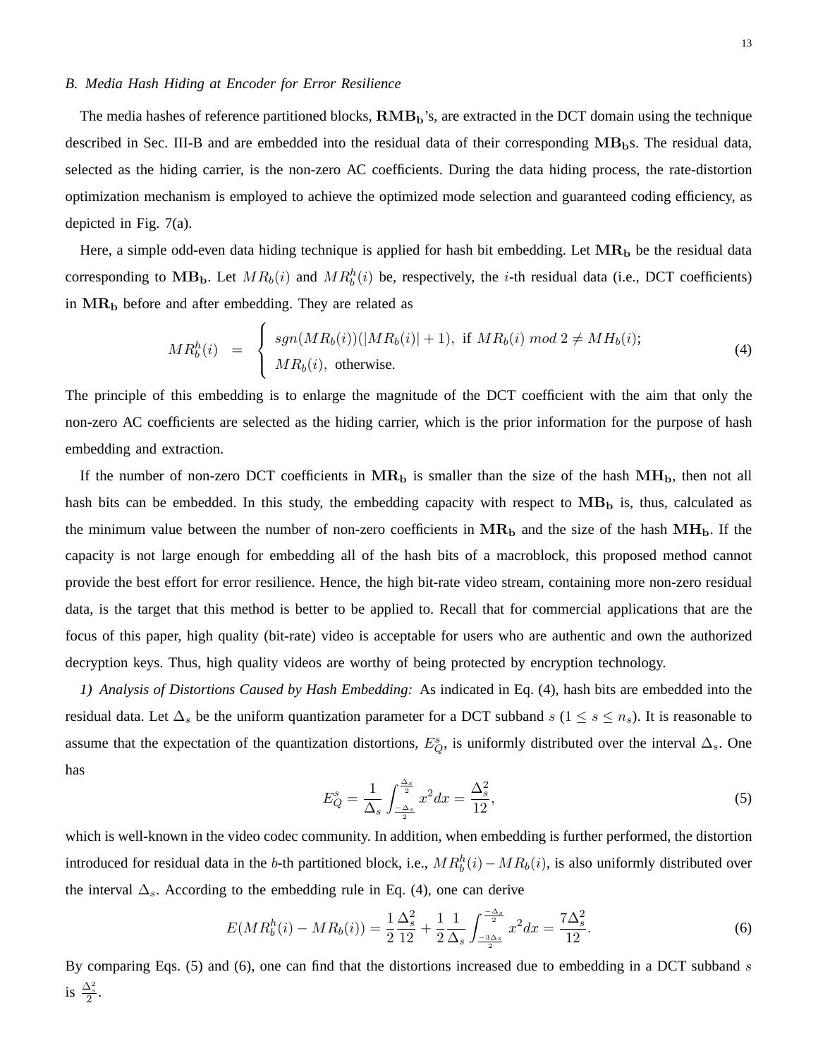### B. Media Hash Hiding at Encoder for Error Resilience

The media hashes of reference partitioned blocks, $\mathbf{RMB_b}$'s, are extracted in the DCT domain using the technique described in Sec. III-B and are embedded into the residual data of their corresponding $\mathbf{MB_b}$s. The residual data, selected as the hiding carrier, is the non-zero AC coefficients. During the data hiding process, the rate-distortion optimization mechanism is employed to achieve the optimized mode selection and guaranteed coding efficiency, as depicted in Fig. 7(a).

Here, a simple odd-even data hiding technique is applied for hash bit embedding. Let $\mathbf{MR_b}$ be the residual data corresponding to $\mathbf{MB_b}$. Let $MR_b(i)$ and $MR_b^h(i)$ be, respectively, the $i$-th residual data (i.e., DCT coefficients) in $\mathbf{MR_b}$ before and after embedding. They are related as

$$MR_b^h(i) = \begin{cases} sgn(MR_b(i))(|MR_b(i)| + 1), & \text{if } MR_b(i) \ mod \ 2 \neq MH_b(i); \\ MR_b(i), & \text{otherwise.} \end{cases} \tag{4}$$

The principle of this embedding is to enlarge the magnitude of the DCT coefficient with the aim that only the non-zero AC coefficients are selected as the hiding carrier, which is the prior information for the purpose of hash embedding and extraction.

If the number of non-zero DCT coefficients in $\mathbf{MR_b}$ is smaller than the size of the hash $\mathbf{MH_b}$, then not all hash bits can be embedded. In this study, the embedding capacity with respect to $\mathbf{MB_b}$ is, thus, calculated as the minimum value between the number of non-zero coefficients in $\mathbf{MR_b}$ and the size of the hash $\mathbf{MH_b}$. If the capacity is not large enough for embedding all of the hash bits of a macroblock, this proposed method cannot provide the best effort for error resilience. Hence, the high bit-rate video stream, containing more non-zero residual data, is the target that this method is better to be applied to. Recall that for commercial applications that are the focus of this paper, high quality (bit-rate) video is acceptable for users who are authentic and own the authorized decryption keys. Thus, high quality videos are worthy of being protected by encryption technology.

*1) Analysis of Distortions Caused by Hash Embedding:* As indicated in Eq. (4), hash bits are embedded into the residual data. Let $\Delta_s$ be the uniform quantization parameter for a DCT subband $s$ ($1 \leq s \leq n_s$). It is reasonable to assume that the expectation of the quantization distortions, $E_Q^s$, is uniformly distributed over the interval $\Delta_s$. One has

$$E_Q^s = \frac{1}{\Delta_s} \int_{\frac{-\Delta_s}{2}}^{\frac{\Delta_s}{2}} x^2 dx = \frac{\Delta_s^2}{12}, \tag{5}$$

which is well-known in the video codec community. In addition, when embedding is further performed, the distortion introduced for residual data in the $b$-th partitioned block, i.e., $MR_b^h(i) - MR_b(i)$, is also uniformly distributed over the interval $\Delta_s$. According to the embedding rule in Eq. (4), one can derive

$$E(MR_b^h(i) - MR_b(i)) = \frac{1}{2}\frac{\Delta_s^2}{12} + \frac{1}{2}\frac{1}{\Delta_s} \int_{\frac{-3\Delta_s}{2}}^{\frac{-\Delta_s}{2}} x^2 dx = \frac{7\Delta_s^2}{12}. \tag{6}$$

By comparing Eqs. (5) and (6), one can find that the distortions increased due to embedding in a DCT subband $s$ is $\frac{\Delta_s^2}{2}$.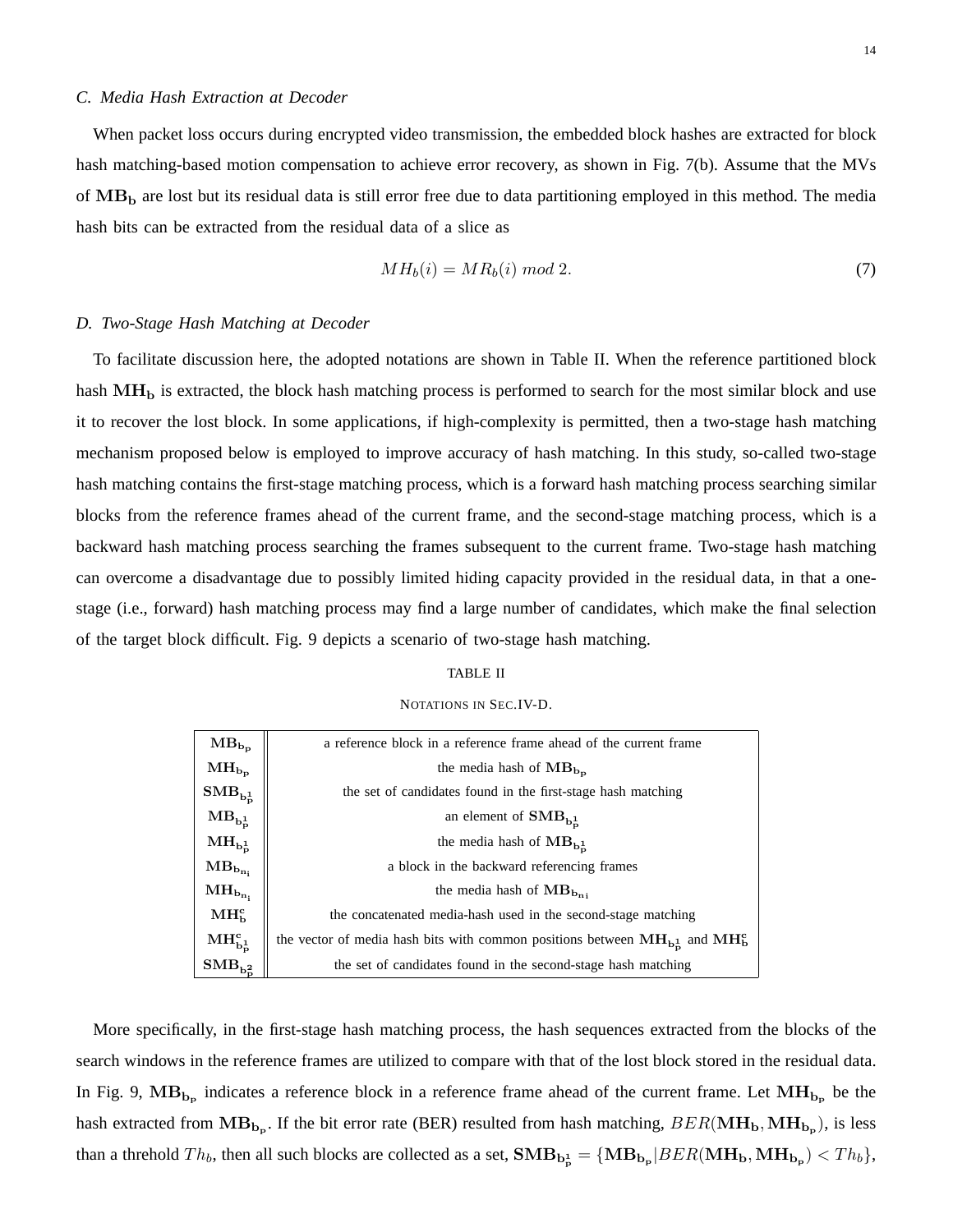### C. Media Hash Extraction at Decoder

When packet loss occurs during encrypted video transmission, the embedded block hashes are extracted for block hash matching-based motion compensation to achieve error recovery, as shown in Fig. 7(b). Assume that the MVs of $\mathbf{MB_b}$ are lost but its residual data is still error free due to data partitioning employed in this method. The media hash bits can be extracted from the residual data of a slice as

$$MH_b(i) = MR_b(i) \; mod \; 2. \tag{7}$$

### D. Two-Stage Hash Matching at Decoder

To facilitate discussion here, the adopted notations are shown in Table II. When the reference partitioned block hash $\mathbf{MH_b}$ is extracted, the block hash matching process is performed to search for the most similar block and use it to recover the lost block. In some applications, if high-complexity is permitted, then a two-stage hash matching mechanism proposed below is employed to improve accuracy of hash matching. In this study, so-called two-stage hash matching contains the first-stage matching process, which is a forward hash matching process searching similar blocks from the reference frames ahead of the current frame, and the second-stage matching process, which is a backward hash matching process searching the frames subsequent to the current frame. Two-stage hash matching can overcome a disadvantage due to possibly limited hiding capacity provided in the residual data, in that a one-stage (i.e., forward) hash matching process may find a large number of candidates, which make the final selection of the target block difficult. Fig. 9 depicts a scenario of two-stage hash matching.

TABLE II

NOTATIONS IN SEC.IV-D.

| | |
|---|---|
| $\mathbf{MB_{b_p}}$ | a reference block in a reference frame ahead of the current frame |
| $\mathbf{MH_{b_p}}$ | the media hash of $\mathbf{MB_{b_p}}$ |
| $\mathbf{SMB_{b_p^1}}$ | the set of candidates found in the first-stage hash matching |
| $\mathbf{MB_{b_p^1}}$ | an element of $\mathbf{SMB_{b_p^1}}$ |
| $\mathbf{MH_{b_p^1}}$ | the media hash of $\mathbf{MB_{b_p^1}}$ |
| $\mathbf{MB_{b_{n_i}}}$ | a block in the backward referencing frames |
| $\mathbf{MH_{b_{n_i}}}$ | the media hash of $\mathbf{MB_{b_{ni}}}$ |
| $\mathbf{MH_b^c}$ | the concatenated media-hash used in the second-stage matching |
| $\mathbf{MH_{b_p^1}^c}$ | the vector of media hash bits with common positions between $\mathbf{MH_{b_p^1}}$ and $\mathbf{MH_b^c}$ |
| $\mathbf{SMB_{b_p^2}}$ | the set of candidates found in the second-stage hash matching |

More specifically, in the first-stage hash matching process, the hash sequences extracted from the blocks of the search windows in the reference frames are utilized to compare with that of the lost block stored in the residual data. In Fig. 9, $\mathbf{MB_{b_p}}$ indicates a reference block in a reference frame ahead of the current frame. Let $\mathbf{MH_{b_p}}$ be the hash extracted from $\mathbf{MB_{b_p}}$. If the bit error rate (BER) resulted from hash matching, $BER(\mathbf{MH_b}, \mathbf{MH_{b_p}})$, is less than a threhold $Th_b$, then all such blocks are collected as a set, $\mathbf{SMB_{b_p^1}} = \{\mathbf{MB_{b_p}} | BER(\mathbf{MH_b}, \mathbf{MH_{b_p}}) < Th_b\}$,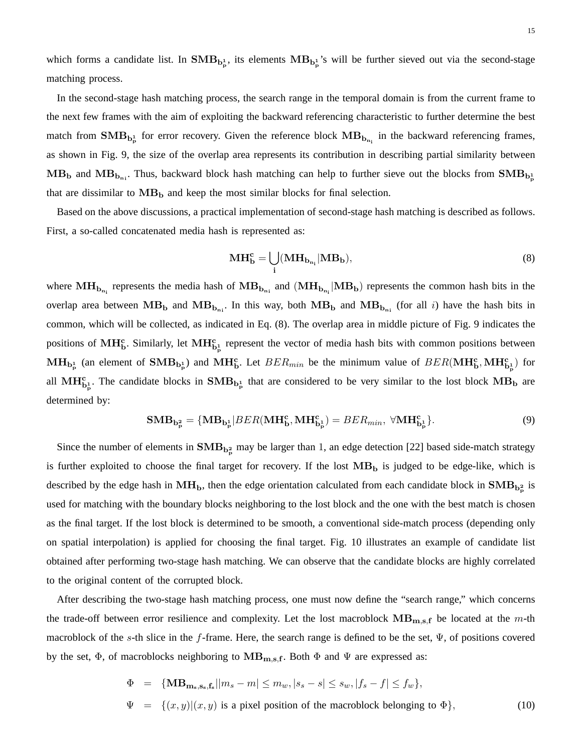which forms a candidate list. In $\mathbf{SMB_{b_p^1}}$, its elements $\mathbf{MB_{b_p^1}}$'s will be further sieved out via the second-stage matching process.

In the second-stage hash matching process, the search range in the temporal domain is from the current frame to the next few frames with the aim of exploiting the backward referencing characteristic to further determine the best match from $\mathbf{SMB_{b_p^1}}$ for error recovery. Given the reference block $\mathbf{MB_{b_{n_i}}}$ in the backward referencing frames, as shown in Fig. 9, the size of the overlap area represents its contribution in describing partial similarity between $\mathbf{MB_b}$ and $\mathbf{MB_{b_{n_i}}}$. Thus, backward block hash matching can help to further sieve out the blocks from $\mathbf{SMB_{b_p^1}}$ that are dissimilar to $\mathbf{MB_b}$ and keep the most similar blocks for final selection.

Based on the above discussions, a practical implementation of second-stage hash matching is described as follows. First, a so-called concatenated media hash is represented as:

$$\mathbf{MH_b^c} = \bigcup_{\mathbf{i}} (\mathbf{MH_{b_{n_i}}} | \mathbf{MB_b}), \tag{8}$$

where $\mathbf{MH_{b_{n_i}}}$ represents the media hash of $\mathbf{MB_{b_{n_i}}}$ and $(\mathbf{MH_{b_{n_i}}} | \mathbf{MB_b})$ represents the common hash bits in the overlap area between $\mathbf{MB_b}$ and $\mathbf{MB_{b_{n_i}}}$. In this way, both $\mathbf{MB_b}$ and $\mathbf{MB_{b_{n_i}}}$ (for all $i$) have the hash bits in common, which will be collected, as indicated in Eq. (8). The overlap area in middle picture of Fig. 9 indicates the positions of $\mathbf{MH_b^c}$. Similarly, let $\mathbf{MH^c_{b_p^1}}$ represent the vector of media hash bits with common positions between $\mathbf{MH_{b_p^1}}$ (an element of $\mathbf{SMB_{b_p^1}}$) and $\mathbf{MH_b^c}$. Let $BER_{min}$ be the minimum value of $BER(\mathbf{MH_b^c}, \mathbf{MH^c_{b_p^1}})$ for all $\mathbf{MH^c_{b_p^1}}$. The candidate blocks in $\mathbf{SMB_{b_p^1}}$ that are considered to be very similar to the lost block $\mathbf{MB_b}$ are determined by:

$$\mathbf{SMB_{b_p^2}} = \{\mathbf{MB_{b_p^1}} | BER(\mathbf{MH_b^c}, \mathbf{MH^c_{b_p^1}}) = BER_{min},\ \forall \mathbf{MH^c_{b_p^1}}\}. \tag{9}$$

Since the number of elements in $\mathbf{SMB_{b_p^2}}$ may be larger than 1, an edge detection [22] based side-match strategy is further exploited to choose the final target for recovery. If the lost $\mathbf{MB_b}$ is judged to be edge-like, which is described by the edge hash in $\mathbf{MH_b}$, then the edge orientation calculated from each candidate block in $\mathbf{SMB_{b_p^2}}$ is used for matching with the boundary blocks neighboring to the lost block and the one with the best match is chosen as the final target. If the lost block is determined to be smooth, a conventional side-match process (depending only on spatial interpolation) is applied for choosing the final target. Fig. 10 illustrates an example of candidate list obtained after performing two-stage hash matching. We can observe that the candidate blocks are highly correlated to the original content of the corrupted block.

After describing the two-stage hash matching process, one must now define the "search range," which concerns the trade-off between error resilience and complexity. Let the lost macroblock $\mathbf{MB_{m,s,f}}$ be located at the $m$-th macroblock of the $s$-th slice in the $f$-frame. Here, the search range is defined to be the set, $\Psi$, of positions covered by the set, $\Phi$, of macroblocks neighboring to $\mathbf{MB_{m,s,f}}$. Both $\Phi$ and $\Psi$ are expressed as:

$$\begin{aligned} \Phi &= \{\mathbf{MB_{m_s,s_s,f_s}} \,|\, |m_s - m| \le m_w, |s_s - s| \le s_w, |f_s - f| \le f_w\}, \\ \Psi &= \{(x,y) | (x,y) \text{ is a pixel position of the macroblock belonging to } \Phi\}, \end{aligned} \tag{10}$$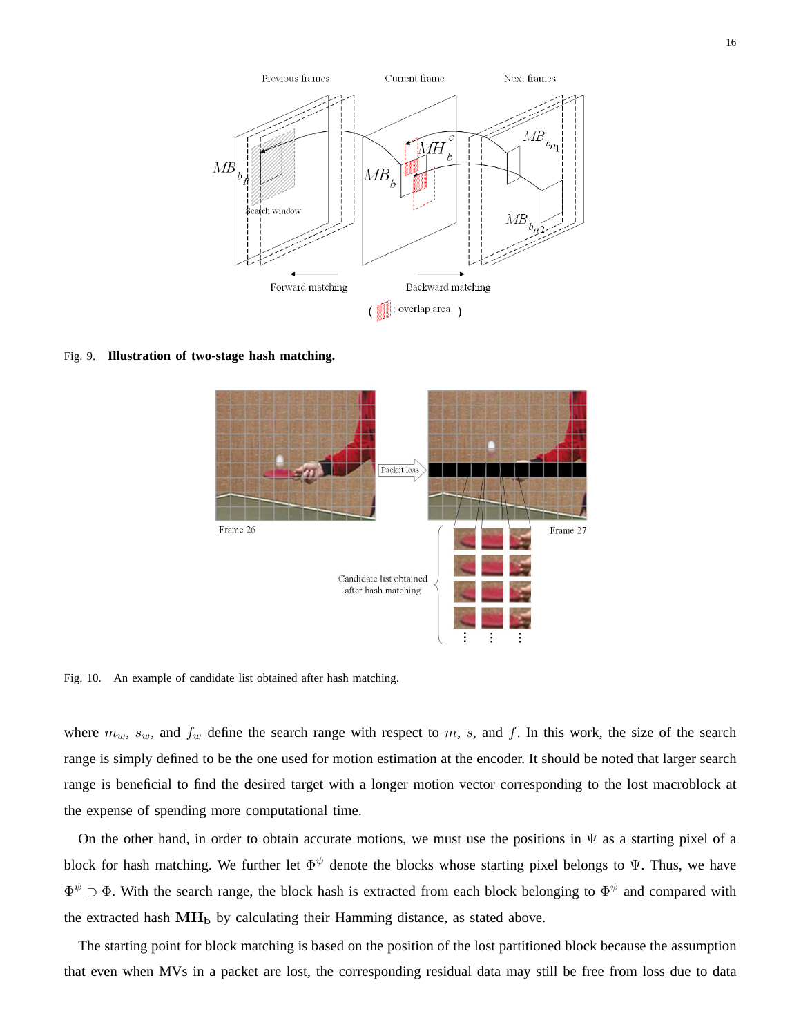Fig. 9. **Illustration of two-stage hash matching.**

Fig. 10. An example of candidate list obtained after hash matching.

where $m_w$, $s_w$, and $f_w$ define the search range with respect to $m$, $s$, and $f$. In this work, the size of the search range is simply defined to be the one used for motion estimation at the encoder. It should be noted that larger search range is beneficial to find the desired target with a longer motion vector corresponding to the lost macroblock at the expense of spending more computational time.

On the other hand, in order to obtain accurate motions, we must use the positions in $\Psi$ as a starting pixel of a block for hash matching. We further let $\Phi^{\psi}$ denote the blocks whose starting pixel belongs to $\Psi$. Thus, we have $\Phi^{\psi} \supset \Phi$. With the search range, the block hash is extracted from each block belonging to $\Phi^{\psi}$ and compared with the extracted hash $\mathbf{MH_b}$ by calculating their Hamming distance, as stated above.

The starting point for block matching is based on the position of the lost partitioned block because the assumption that even when MVs in a packet are lost, the corresponding residual data may still be free from loss due to data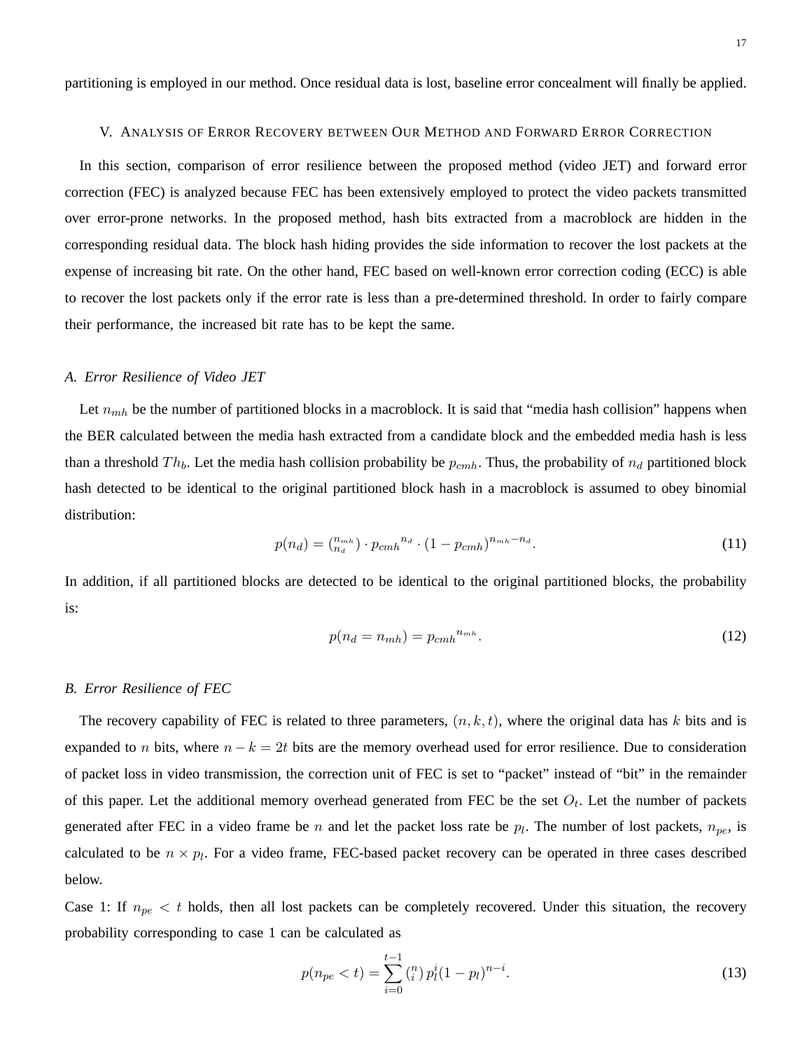partitioning is employed in our method. Once residual data is lost, baseline error concealment will finally be applied.

## V. Analysis of Error Recovery between Our Method and Forward Error Correction

In this section, comparison of error resilience between the proposed method (video JET) and forward error correction (FEC) is analyzed because FEC has been extensively employed to protect the video packets transmitted over error-prone networks. In the proposed method, hash bits extracted from a macroblock are hidden in the corresponding residual data. The block hash hiding provides the side information to recover the lost packets at the expense of increasing bit rate. On the other hand, FEC based on well-known error correction coding (ECC) is able to recover the lost packets only if the error rate is less than a pre-determined threshold. In order to fairly compare their performance, the increased bit rate has to be kept the same.

### A. Error Resilience of Video JET

Let $n_{mh}$ be the number of partitioned blocks in a macroblock. It is said that "media hash collision" happens when the BER calculated between the media hash extracted from a candidate block and the embedded media hash is less than a threshold $Th_b$. Let the media hash collision probability be $p_{cmh}$. Thus, the probability of $n_d$ partitioned block hash detected to be identical to the original partitioned block hash in a macroblock is assumed to obey binomial distribution:

$$p(n_d) = \binom{n_{mh}}{n_d} \cdot {p_{cmh}}^{n_d} \cdot (1 - p_{cmh})^{n_{mh} - n_d}. \tag{11}$$

In addition, if all partitioned blocks are detected to be identical to the original partitioned blocks, the probability is:

$$p(n_d = n_{mh}) = {p_{cmh}}^{n_{mh}}. \tag{12}$$

### B. Error Resilience of FEC

The recovery capability of FEC is related to three parameters, $(n, k, t)$, where the original data has $k$ bits and is expanded to $n$ bits, where $n - k = 2t$ bits are the memory overhead used for error resilience. Due to consideration of packet loss in video transmission, the correction unit of FEC is set to "packet" instead of "bit" in the remainder of this paper. Let the additional memory overhead generated from FEC be the set $O_t$. Let the number of packets generated after FEC in a video frame be $n$ and let the packet loss rate be $p_l$. The number of lost packets, $n_{pe}$, is calculated to be $n \times p_l$. For a video frame, FEC-based packet recovery can be operated in three cases described below.

Case 1: If $n_{pe} < t$ holds, then all lost packets can be completely recovered. Under this situation, the recovery probability corresponding to case 1 can be calculated as

$$p(n_{pe} < t) = \sum_{i=0}^{t-1} \binom{n}{i} p_l^i (1 - p_l)^{n-i}. \tag{13}$$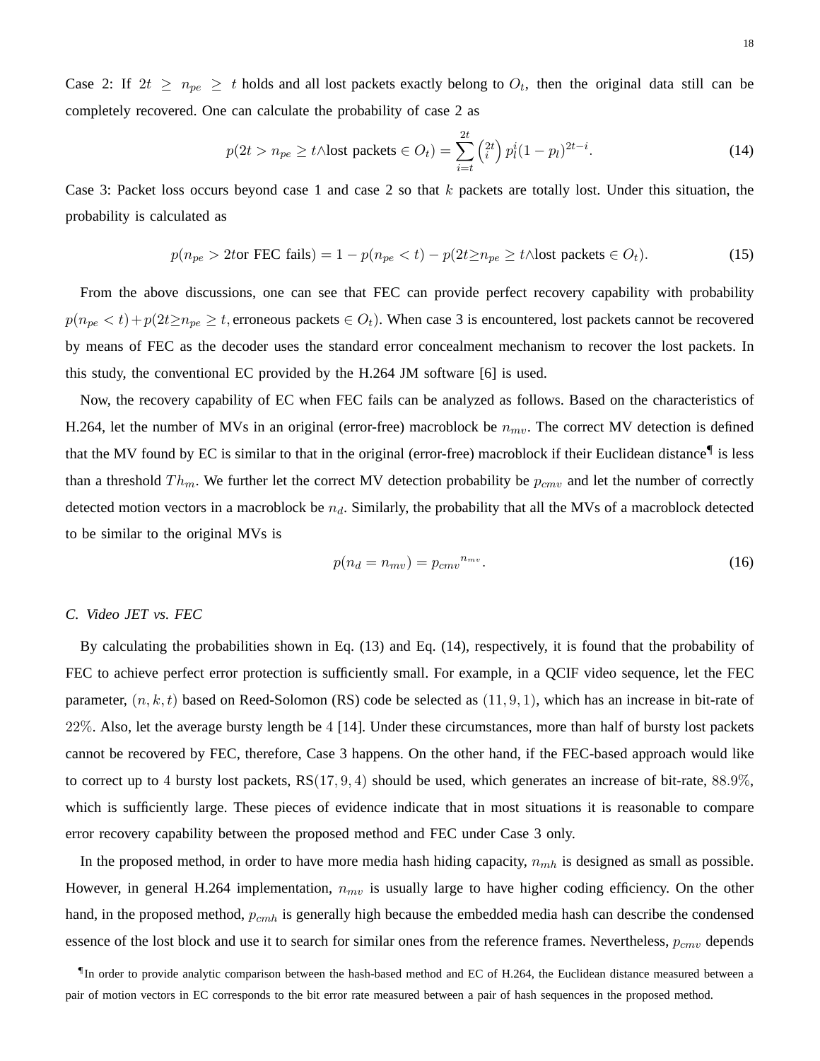Case 2: If $2t \geq n_{pe} \geq t$ holds and all lost packets exactly belong to $O_t$, then the original data still can be completely recovered. One can calculate the probability of case 2 as

$$p(2t > n_{pe} \geq t \wedge \text{lost packets} \in O_t) = \sum_{i=t}^{2t} \binom{2t}{i} p_l^i (1-p_l)^{2t-i}. \tag{14}$$

Case 3: Packet loss occurs beyond case 1 and case 2 so that $k$ packets are totally lost. Under this situation, the probability is calculated as

$$p(n_{pe} > 2t \text{or FEC fails}) = 1 - p(n_{pe} < t) - p(2t \geq n_{pe} \geq t \wedge \text{lost packets} \in O_t). \tag{15}$$

From the above discussions, one can see that FEC can provide perfect recovery capability with probability $p(n_{pe} < t) + p(2t \geq n_{pe} \geq t, \text{erroneous packets} \in O_t)$. When case 3 is encountered, lost packets cannot be recovered by means of FEC as the decoder uses the standard error concealment mechanism to recover the lost packets. In this study, the conventional EC provided by the H.264 JM software [6] is used.

Now, the recovery capability of EC when FEC fails can be analyzed as follows. Based on the characteristics of H.264, let the number of MVs in an original (error-free) macroblock be $n_{mv}$. The correct MV detection is defined that the MV found by EC is similar to that in the original (error-free) macroblock if their Euclidean distance¶ is less than a threshold $Th_m$. We further let the correct MV detection probability be $p_{cmv}$ and let the number of correctly detected motion vectors in a macroblock be $n_d$. Similarly, the probability that all the MVs of a macroblock detected to be similar to the original MVs is

$$p(n_d = n_{mv}) = {p_{cmv}}^{n_{mv}}. \tag{16}$$

### C. Video JET vs. FEC

By calculating the probabilities shown in Eq. (13) and Eq. (14), respectively, it is found that the probability of FEC to achieve perfect error protection is sufficiently small. For example, in a QCIF video sequence, let the FEC parameter, $(n, k, t)$ based on Reed-Solomon (RS) code be selected as $(11, 9, 1)$, which has an increase in bit-rate of $22\%$. Also, let the average bursty length be $4$ [14]. Under these circumstances, more than half of bursty lost packets cannot be recovered by FEC, therefore, Case 3 happens. On the other hand, if the FEC-based approach would like to correct up to $4$ bursty lost packets, RS$(17, 9, 4)$ should be used, which generates an increase of bit-rate, $88.9\%$, which is sufficiently large. These pieces of evidence indicate that in most situations it is reasonable to compare error recovery capability between the proposed method and FEC under Case 3 only.

In the proposed method, in order to have more media hash hiding capacity, $n_{mh}$ is designed as small as possible. However, in general H.264 implementation, $n_{mv}$ is usually large to have higher coding efficiency. On the other hand, in the proposed method, $p_{cmh}$ is generally high because the embedded media hash can describe the condensed essence of the lost block and use it to search for similar ones from the reference frames. Nevertheless, $p_{cmv}$ depends

¶In order to provide analytic comparison between the hash-based method and EC of H.264, the Euclidean distance measured between a pair of motion vectors in EC corresponds to the bit error rate measured between a pair of hash sequences in the proposed method.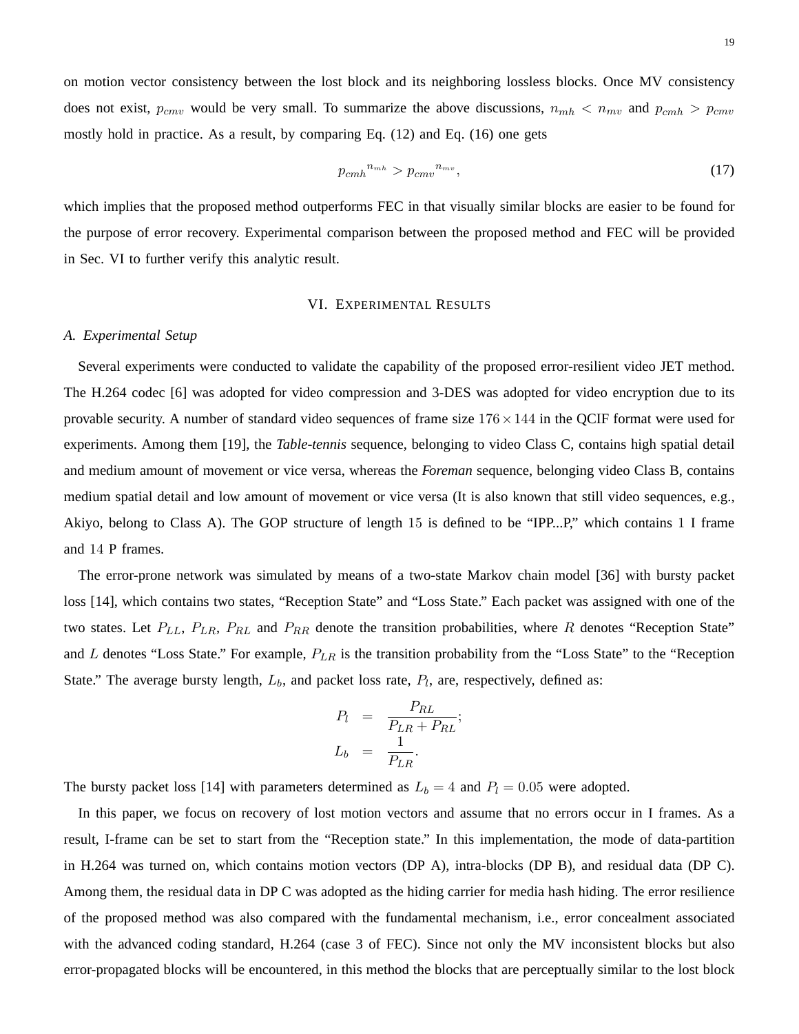on motion vector consistency between the lost block and its neighboring lossless blocks. Once MV consistency does not exist, $p_{cmv}$ would be very small. To summarize the above discussions, $n_{mh} < n_{mv}$ and $p_{cmh} > p_{cmv}$ mostly hold in practice. As a result, by comparing Eq. (12) and Eq. (16) one gets

$$p_{cmh}{}^{n_{mh}} > p_{cmv}{}^{n_{mv}}, \tag{17}$$

which implies that the proposed method outperforms FEC in that visually similar blocks are easier to be found for the purpose of error recovery. Experimental comparison between the proposed method and FEC will be provided in Sec. VI to further verify this analytic result.

## VI. Experimental Results

### A. Experimental Setup

Several experiments were conducted to validate the capability of the proposed error-resilient video JET method. The H.264 codec [6] was adopted for video compression and 3-DES was adopted for video encryption due to its provable security. A number of standard video sequences of frame size $176 \times 144$ in the QCIF format were used for experiments. Among them [19], the ***Table-tennis*** sequence, belonging to video Class C, contains high spatial detail and medium amount of movement or vice versa, whereas the ***Foreman*** sequence, belonging video Class B, contains medium spatial detail and low amount of movement or vice versa (It is also known that still video sequences, e.g., Akiyo, belong to Class A). The GOP structure of length $15$ is defined to be "IPP...P," which contains $1$ I frame and $14$ P frames.

The error-prone network was simulated by means of a two-state Markov chain model [36] with bursty packet loss [14], which contains two states, "Reception State" and "Loss State." Each packet was assigned with one of the two states. Let $P_{LL}$, $P_{LR}$, $P_{RL}$ and $P_{RR}$ denote the transition probabilities, where $R$ denotes "Reception State" and $L$ denotes "Loss State." For example, $P_{LR}$ is the transition probability from the "Loss State" to the "Reception State." The average bursty length, $L_b$, and packet loss rate, $P_l$, are, respectively, defined as:

$$\begin{aligned} P_l &= \frac{P_{RL}}{P_{LR} + P_{RL}}; \\ L_b &= \frac{1}{P_{LR}}. \end{aligned}$$

The bursty packet loss [14] with parameters determined as $L_b = 4$ and $P_l = 0.05$ were adopted.

In this paper, we focus on recovery of lost motion vectors and assume that no errors occur in I frames. As a result, I-frame can be set to start from the "Reception state." In this implementation, the mode of data-partition in H.264 was turned on, which contains motion vectors (DP A), intra-blocks (DP B), and residual data (DP C). Among them, the residual data in DP C was adopted as the hiding carrier for media hash hiding. The error resilience of the proposed method was also compared with the fundamental mechanism, i.e., error concealment associated with the advanced coding standard, H.264 (case 3 of FEC). Since not only the MV inconsistent blocks but also error-propagated blocks will be encountered, in this method the blocks that are perceptually similar to the lost block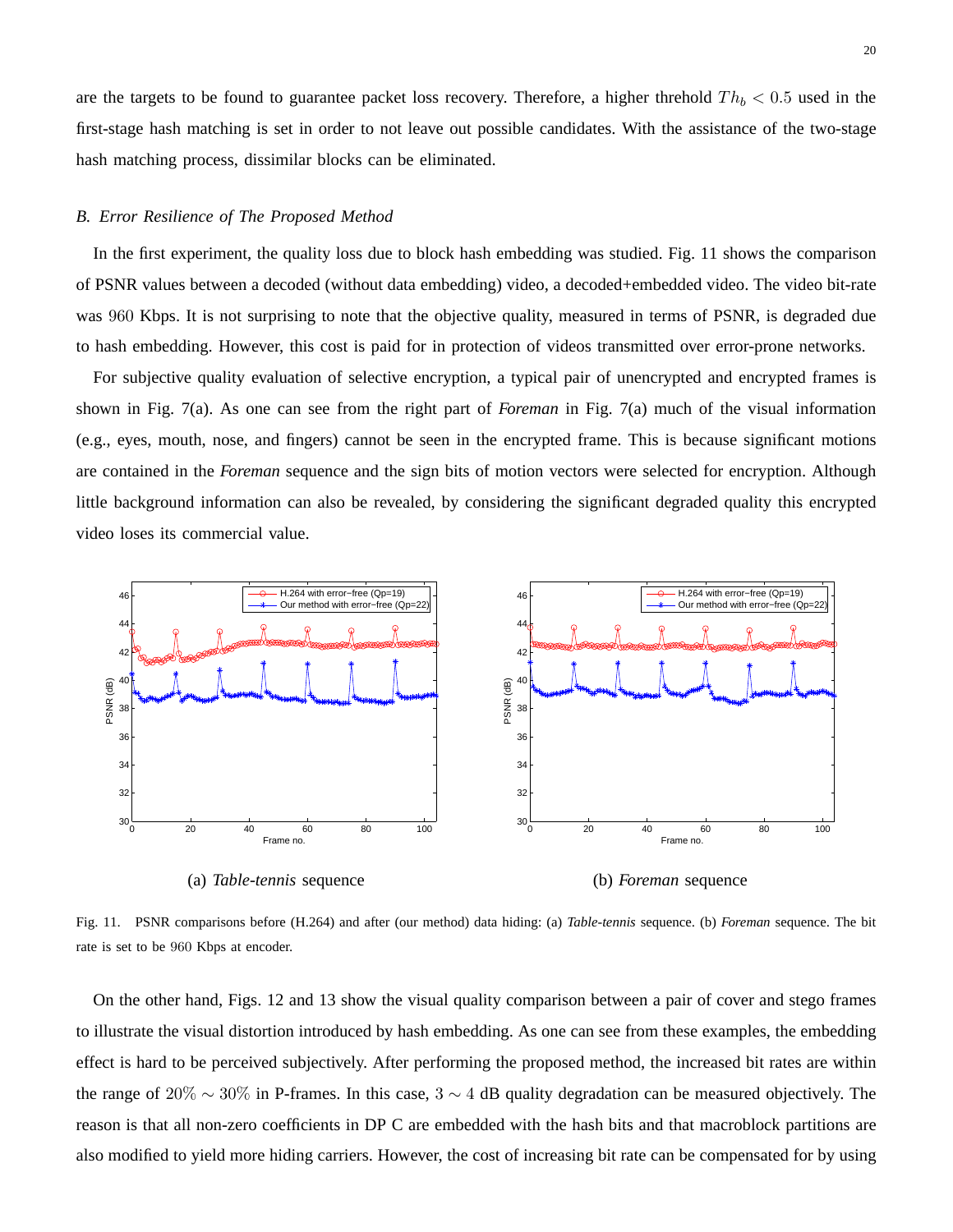are the targets to be found to guarantee packet loss recovery. Therefore, a higher threhold $Th_b < 0.5$ used in the first-stage hash matching is set in order to not leave out possible candidates. With the assistance of the two-stage hash matching process, dissimilar blocks can be eliminated.

### *B. Error Resilience of The Proposed Method*

In the first experiment, the quality loss due to block hash embedding was studied. Fig. 11 shows the comparison of PSNR values between a decoded (without data embedding) video, a decoded+embedded video. The video bit-rate was $960$ Kbps. It is not surprising to note that the objective quality, measured in terms of PSNR, is degraded due to hash embedding. However, this cost is paid for in protection of videos transmitted over error-prone networks.

For subjective quality evaluation of selective encryption, a typical pair of unencrypted and encrypted frames is shown in Fig. 7(a). As one can see from the right part of *Foreman* in Fig. 7(a) much of the visual information (e.g., eyes, mouth, nose, and fingers) cannot be seen in the encrypted frame. This is because significant motions are contained in the *Foreman* sequence and the sign bits of motion vectors were selected for encryption. Although little background information can also be revealed, by considering the significant degraded quality this encrypted video loses its commercial value.

(a) *Table-tennis* sequence

(b) *Foreman* sequence

Fig. 11. PSNR comparisons before (H.264) and after (our method) data hiding: (a) *Table-tennis* sequence. (b) *Foreman* sequence. The bit rate is set to be $960$ Kbps at encoder.

On the other hand, Figs. 12 and 13 show the visual quality comparison between a pair of cover and stego frames to illustrate the visual distortion introduced by hash embedding. As one can see from these examples, the embedding effect is hard to be perceived subjectively. After performing the proposed method, the increased bit rates are within the range of $20\% \sim 30\%$ in P-frames. In this case, $3 \sim 4$ dB quality degradation can be measured objectively. The reason is that all non-zero coefficients in DP C are embedded with the hash bits and that macroblock partitions are also modified to yield more hiding carriers. However, the cost of increasing bit rate can be compensated for by using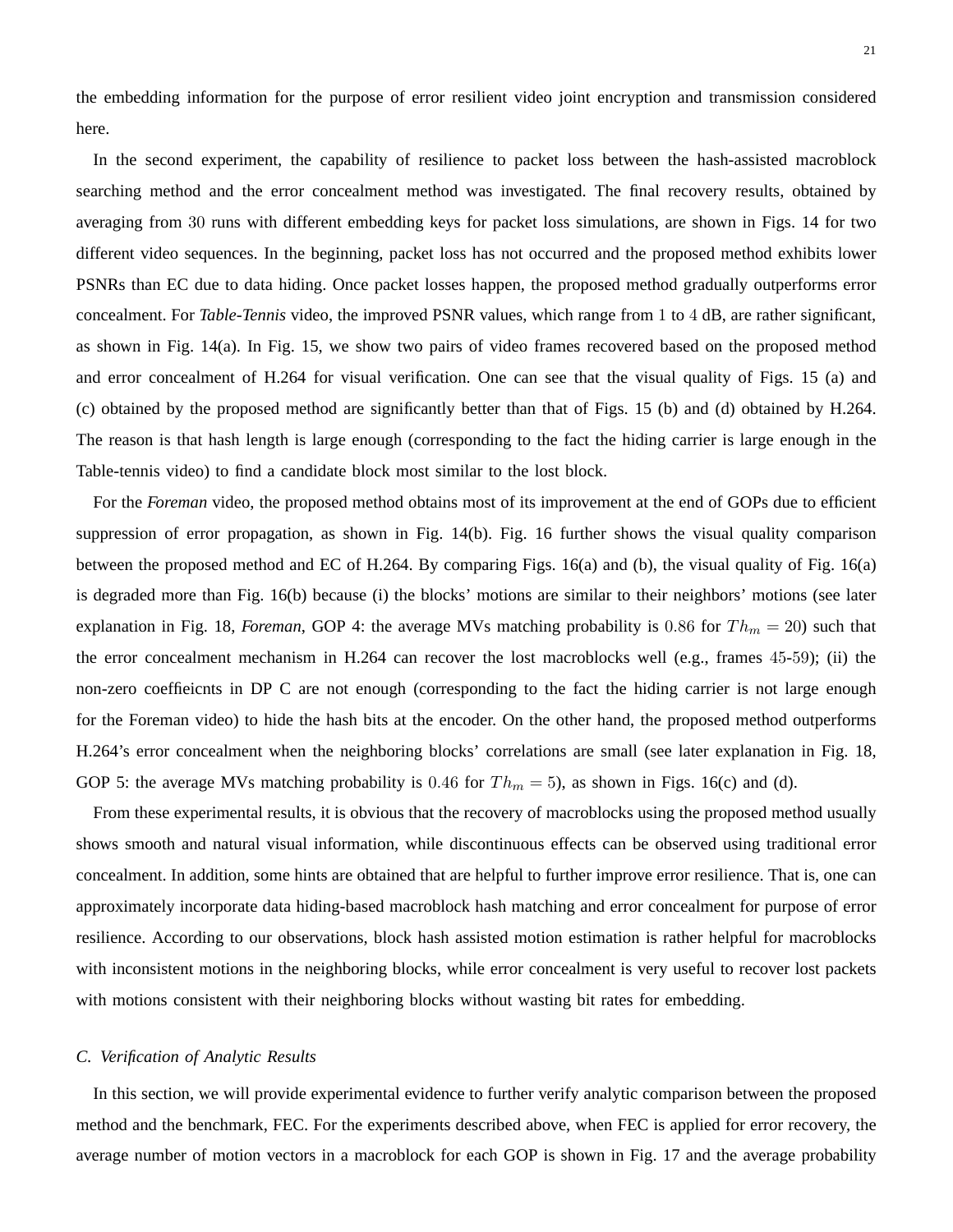the embedding information for the purpose of error resilient video joint encryption and transmission considered here.

In the second experiment, the capability of resilience to packet loss between the hash-assisted macroblock searching method and the error concealment method was investigated. The final recovery results, obtained by averaging from $30$ runs with different embedding keys for packet loss simulations, are shown in Figs. 14 for two different video sequences. In the beginning, packet loss has not occurred and the proposed method exhibits lower PSNRs than EC due to data hiding. Once packet losses happen, the proposed method gradually outperforms error concealment. For *Table-Tennis* video, the improved PSNR values, which range from $1$ to $4$ dB, are rather significant, as shown in Fig. 14(a). In Fig. 15, we show two pairs of video frames recovered based on the proposed method and error concealment of H.264 for visual verification. One can see that the visual quality of Figs. 15 (a) and (c) obtained by the proposed method are significantly better than that of Figs. 15 (b) and (d) obtained by H.264. The reason is that hash length is large enough (corresponding to the fact the hiding carrier is large enough in the Table-tennis video) to find a candidate block most similar to the lost block.

For the *Foreman* video, the proposed method obtains most of its improvement at the end of GOPs due to efficient suppression of error propagation, as shown in Fig. 14(b). Fig. 16 further shows the visual quality comparison between the proposed method and EC of H.264. By comparing Figs. 16(a) and (b), the visual quality of Fig. 16(a) is degraded more than Fig. 16(b) because (i) the blocks' motions are similar to their neighbors' motions (see later explanation in Fig. 18, *Foreman*, GOP 4: the average MVs matching probability is $0.86$ for $Th_m = 20$) such that the error concealment mechanism in H.264 can recover the lost macroblocks well (e.g., frames $45$-$59$); (ii) the non-zero coeffieicnts in DP C are not enough (corresponding to the fact the hiding carrier is not large enough for the Foreman video) to hide the hash bits at the encoder. On the other hand, the proposed method outperforms H.264's error concealment when the neighboring blocks' correlations are small (see later explanation in Fig. 18, GOP 5: the average MVs matching probability is $0.46$ for $Th_m = 5$), as shown in Figs. 16(c) and (d).

From these experimental results, it is obvious that the recovery of macroblocks using the proposed method usually shows smooth and natural visual information, while discontinuous effects can be observed using traditional error concealment. In addition, some hints are obtained that are helpful to further improve error resilience. That is, one can approximately incorporate data hiding-based macroblock hash matching and error concealment for purpose of error resilience. According to our observations, block hash assisted motion estimation is rather helpful for macroblocks with inconsistent motions in the neighboring blocks, while error concealment is very useful to recover lost packets with motions consistent with their neighboring blocks without wasting bit rates for embedding.

### *C. Verification of Analytic Results*

In this section, we will provide experimental evidence to further verify analytic comparison between the proposed method and the benchmark, FEC. For the experiments described above, when FEC is applied for error recovery, the average number of motion vectors in a macroblock for each GOP is shown in Fig. 17 and the average probability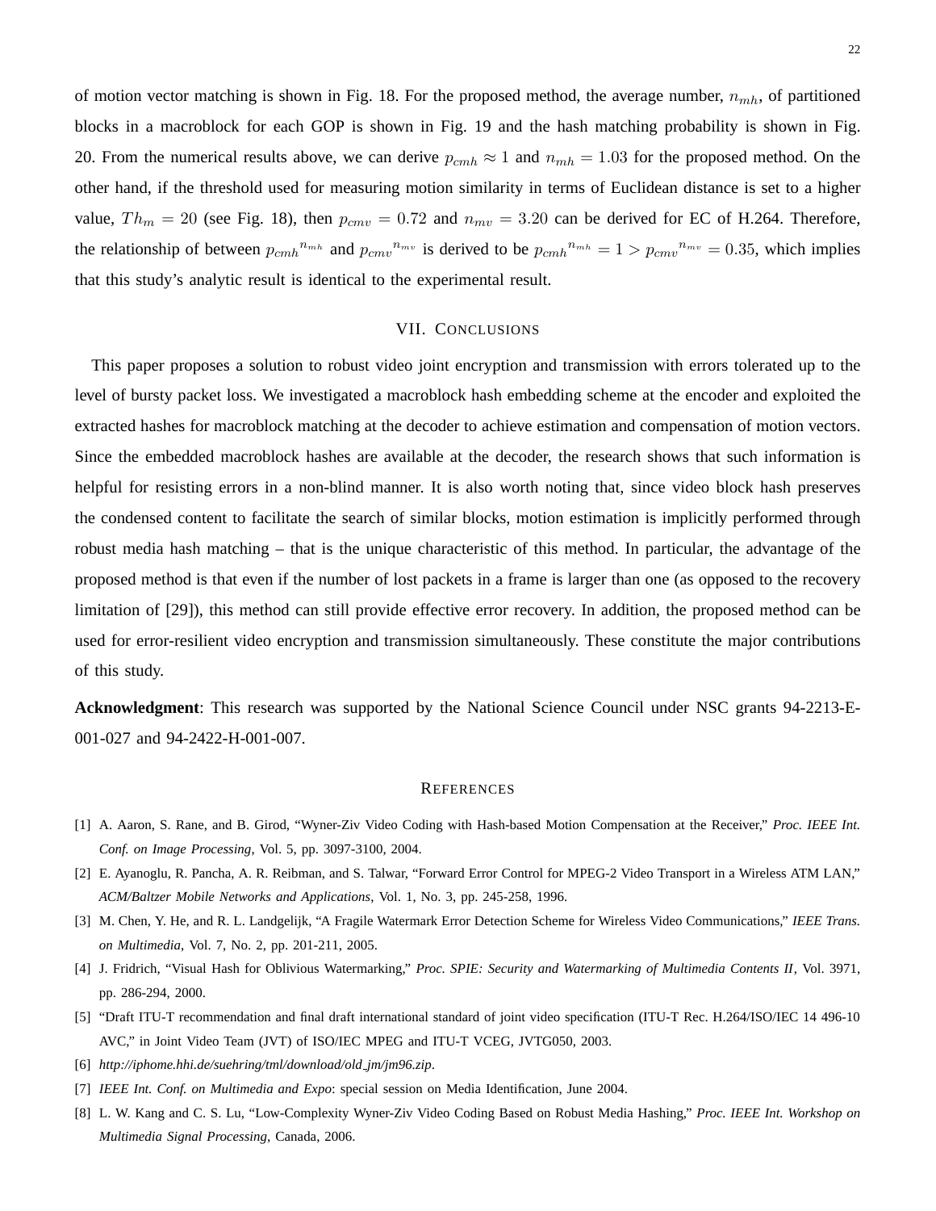of motion vector matching is shown in Fig. 18. For the proposed method, the average number, $n_{mh}$, of partitioned blocks in a macroblock for each GOP is shown in Fig. 19 and the hash matching probability is shown in Fig. 20. From the numerical results above, we can derive $p_{cmh} \approx 1$ and $n_{mh} = 1.03$ for the proposed method. On the other hand, if the threshold used for measuring motion similarity in terms of Euclidean distance is set to a higher value, $Th_m = 20$ (see Fig. 18), then $p_{cmv} = 0.72$ and $n_{mv} = 3.20$ can be derived for EC of H.264. Therefore, the relationship of between ${p_{cmh}}^{n_{mh}}$ and ${p_{cmv}}^{n_{mv}}$ is derived to be ${p_{cmh}}^{n_{mh}} = 1 > {p_{cmv}}^{n_{mv}} = 0.35$, which implies that this study's analytic result is identical to the experimental result.

## VII. Conclusions

This paper proposes a solution to robust video joint encryption and transmission with errors tolerated up to the level of bursty packet loss. We investigated a macroblock hash embedding scheme at the encoder and exploited the extracted hashes for macroblock matching at the decoder to achieve estimation and compensation of motion vectors. Since the embedded macroblock hashes are available at the decoder, the research shows that such information is helpful for resisting errors in a non-blind manner. It is also worth noting that, since video block hash preserves the condensed content to facilitate the search of similar blocks, motion estimation is implicitly performed through robust media hash matching – that is the unique characteristic of this method. In particular, the advantage of the proposed method is that even if the number of lost packets in a frame is larger than one (as opposed to the recovery limitation of [29]), this method can still provide effective error recovery. In addition, the proposed method can be used for error-resilient video encryption and transmission simultaneously. These constitute the major contributions of this study.

**Acknowledgment**: This research was supported by the National Science Council under NSC grants 94-2213-E-001-027 and 94-2422-H-001-007.

## References

[1] A. Aaron, S. Rane, and B. Girod, "Wyner-Ziv Video Coding with Hash-based Motion Compensation at the Receiver," *Proc. IEEE Int. Conf. on Image Processing*, Vol. 5, pp. 3097-3100, 2004.

[2] E. Ayanoglu, R. Pancha, A. R. Reibman, and S. Talwar, "Forward Error Control for MPEG-2 Video Transport in a Wireless ATM LAN," *ACM/Baltzer Mobile Networks and Applications*, Vol. 1, No. 3, pp. 245-258, 1996.

[3] M. Chen, Y. He, and R. L. Landgelijk, "A Fragile Watermark Error Detection Scheme for Wireless Video Communications," *IEEE Trans. on Multimedia*, Vol. 7, No. 2, pp. 201-211, 2005.

[4] J. Fridrich, "Visual Hash for Oblivious Watermarking," *Proc. SPIE: Security and Watermarking of Multimedia Contents II*, Vol. 3971, pp. 286-294, 2000.

[5] "Draft ITU-T recommendation and final draft international standard of joint video specification (ITU-T Rec. H.264/ISO/IEC 14 496-10 AVC," in Joint Video Team (JVT) of ISO/IEC MPEG and ITU-T VCEG, JVTG050, 2003.

[6] *http://iphome.hhi.de/suehring/tml/download/old_jm/jm96.zip*.

[7] *IEEE Int. Conf. on Multimedia and Expo*: special session on Media Identification, June 2004.

[8] L. W. Kang and C. S. Lu, "Low-Complexity Wyner-Ziv Video Coding Based on Robust Media Hashing," *Proc. IEEE Int. Workshop on Multimedia Signal Processing*, Canada, 2006.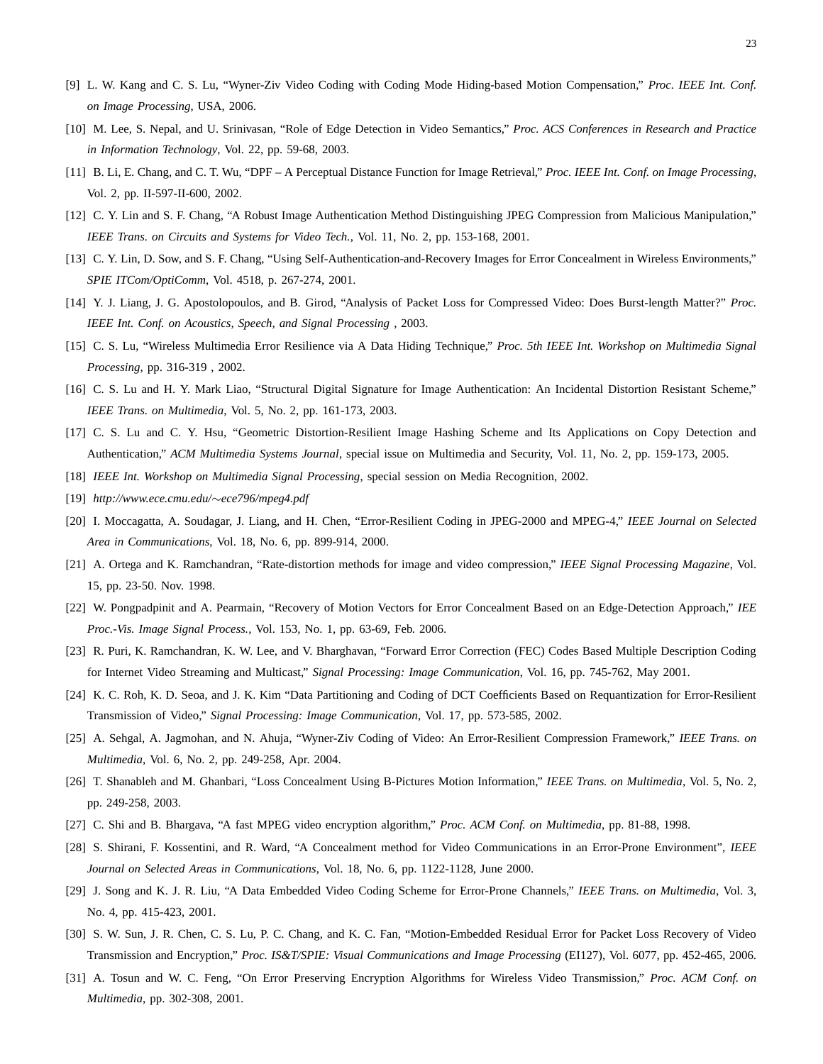[9] L. W. Kang and C. S. Lu, "Wyner-Ziv Video Coding with Coding Mode Hiding-based Motion Compensation," *Proc. IEEE Int. Conf. on Image Processing*, USA, 2006.

[10] M. Lee, S. Nepal, and U. Srinivasan, "Role of Edge Detection in Video Semantics," *Proc. ACS Conferences in Research and Practice in Information Technology*, Vol. 22, pp. 59-68, 2003.

[11] B. Li, E. Chang, and C. T. Wu, "DPF – A Perceptual Distance Function for Image Retrieval," *Proc. IEEE Int. Conf. on Image Processing*, Vol. 2, pp. II-597-II-600, 2002.

[12] C. Y. Lin and S. F. Chang, "A Robust Image Authentication Method Distinguishing JPEG Compression from Malicious Manipulation," *IEEE Trans. on Circuits and Systems for Video Tech.*, Vol. 11, No. 2, pp. 153-168, 2001.

[13] C. Y. Lin, D. Sow, and S. F. Chang, "Using Self-Authentication-and-Recovery Images for Error Concealment in Wireless Environments," *SPIE ITCom/OptiComm*, Vol. 4518, p. 267-274, 2001.

[14] Y. J. Liang, J. G. Apostolopoulos, and B. Girod, "Analysis of Packet Loss for Compressed Video: Does Burst-length Matter?" *Proc. IEEE Int. Conf. on Acoustics, Speech, and Signal Processing* , 2003.

[15] C. S. Lu, "Wireless Multimedia Error Resilience via A Data Hiding Technique," *Proc. 5th IEEE Int. Workshop on Multimedia Signal Processing*, pp. 316-319 , 2002.

[16] C. S. Lu and H. Y. Mark Liao, "Structural Digital Signature for Image Authentication: An Incidental Distortion Resistant Scheme," *IEEE Trans. on Multimedia*, Vol. 5, No. 2, pp. 161-173, 2003.

[17] C. S. Lu and C. Y. Hsu, "Geometric Distortion-Resilient Image Hashing Scheme and Its Applications on Copy Detection and Authentication," *ACM Multimedia Systems Journal*, special issue on Multimedia and Security, Vol. 11, No. 2, pp. 159-173, 2005.

[18] *IEEE Int. Workshop on Multimedia Signal Processing*, special session on Media Recognition, 2002.

[19] *http://www.ece.cmu.edu/∼ece796/mpeg4.pdf*

[20] I. Moccagatta, A. Soudagar, J. Liang, and H. Chen, "Error-Resilient Coding in JPEG-2000 and MPEG-4," *IEEE Journal on Selected Area in Communications*, Vol. 18, No. 6, pp. 899-914, 2000.

[21] A. Ortega and K. Ramchandran, "Rate-distortion methods for image and video compression," *IEEE Signal Processing Magazine*, Vol. 15, pp. 23-50. Nov. 1998.

[22] W. Pongpadpinit and A. Pearmain, "Recovery of Motion Vectors for Error Concealment Based on an Edge-Detection Approach," *IEE Proc.-Vis. Image Signal Process.*, Vol. 153, No. 1, pp. 63-69, Feb. 2006.

[23] R. Puri, K. Ramchandran, K. W. Lee, and V. Bharghavan, "Forward Error Correction (FEC) Codes Based Multiple Description Coding for Internet Video Streaming and Multicast," *Signal Processing: Image Communication*, Vol. 16, pp. 745-762, May 2001.

[24] K. C. Roh, K. D. Seoa, and J. K. Kim "Data Partitioning and Coding of DCT Coefficients Based on Requantization for Error-Resilient Transmission of Video," *Signal Processing: Image Communication*, Vol. 17, pp. 573-585, 2002.

[25] A. Sehgal, A. Jagmohan, and N. Ahuja, "Wyner-Ziv Coding of Video: An Error-Resilient Compression Framework," *IEEE Trans. on Multimedia*, Vol. 6, No. 2, pp. 249-258, Apr. 2004.

[26] T. Shanableh and M. Ghanbari, "Loss Concealment Using B-Pictures Motion Information," *IEEE Trans. on Multimedia*, Vol. 5, No. 2, pp. 249-258, 2003.

[27] C. Shi and B. Bhargava, "A fast MPEG video encryption algorithm," *Proc. ACM Conf. on Multimedia*, pp. 81-88, 1998.

[28] S. Shirani, F. Kossentini, and R. Ward, "A Concealment method for Video Communications in an Error-Prone Environment", *IEEE Journal on Selected Areas in Communications*, Vol. 18, No. 6, pp. 1122-1128, June 2000.

[29] J. Song and K. J. R. Liu, "A Data Embedded Video Coding Scheme for Error-Prone Channels," *IEEE Trans. on Multimedia*, Vol. 3, No. 4, pp. 415-423, 2001.

[30] S. W. Sun, J. R. Chen, C. S. Lu, P. C. Chang, and K. C. Fan, "Motion-Embedded Residual Error for Packet Loss Recovery of Video Transmission and Encryption," *Proc. IS&T/SPIE: Visual Communications and Image Processing* (EI127), Vol. 6077, pp. 452-465, 2006.

[31] A. Tosun and W. C. Feng, "On Error Preserving Encryption Algorithms for Wireless Video Transmission," *Proc. ACM Conf. on Multimedia*, pp. 302-308, 2001.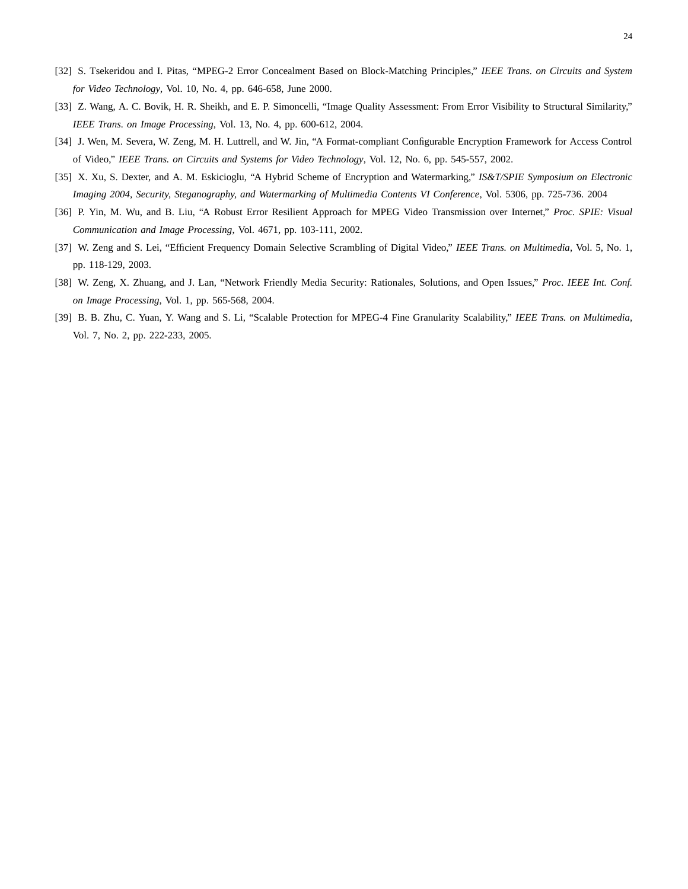[32] S. Tsekeridou and I. Pitas, "MPEG-2 Error Concealment Based on Block-Matching Principles," *IEEE Trans. on Circuits and System for Video Technology*, Vol. 10, No. 4, pp. 646-658, June 2000.

[33] Z. Wang, A. C. Bovik, H. R. Sheikh, and E. P. Simoncelli, "Image Quality Assessment: From Error Visibility to Structural Similarity," *IEEE Trans. on Image Processing*, Vol. 13, No. 4, pp. 600-612, 2004.

[34] J. Wen, M. Severa, W. Zeng, M. H. Luttrell, and W. Jin, "A Format-compliant Configurable Encryption Framework for Access Control of Video," *IEEE Trans. on Circuits and Systems for Video Technology*, Vol. 12, No. 6, pp. 545-557, 2002.

[35] X. Xu, S. Dexter, and A. M. Eskicioglu, "A Hybrid Scheme of Encryption and Watermarking," *IS&T/SPIE Symposium on Electronic Imaging 2004, Security, Steganography, and Watermarking of Multimedia Contents VI Conference*, Vol. 5306, pp. 725-736. 2004

[36] P. Yin, M. Wu, and B. Liu, "A Robust Error Resilient Approach for MPEG Video Transmission over Internet," *Proc. SPIE: Visual Communication and Image Processing*, Vol. 4671, pp. 103-111, 2002.

[37] W. Zeng and S. Lei, "Efficient Frequency Domain Selective Scrambling of Digital Video," *IEEE Trans. on Multimedia*, Vol. 5, No. 1, pp. 118-129, 2003.

[38] W. Zeng, X. Zhuang, and J. Lan, "Network Friendly Media Security: Rationales, Solutions, and Open Issues," *Proc. IEEE Int. Conf. on Image Processing*, Vol. 1, pp. 565-568, 2004.

[39] B. B. Zhu, C. Yuan, Y. Wang and S. Li, "Scalable Protection for MPEG-4 Fine Granularity Scalability," *IEEE Trans. on Multimedia*, Vol. 7, No. 2, pp. 222-233, 2005.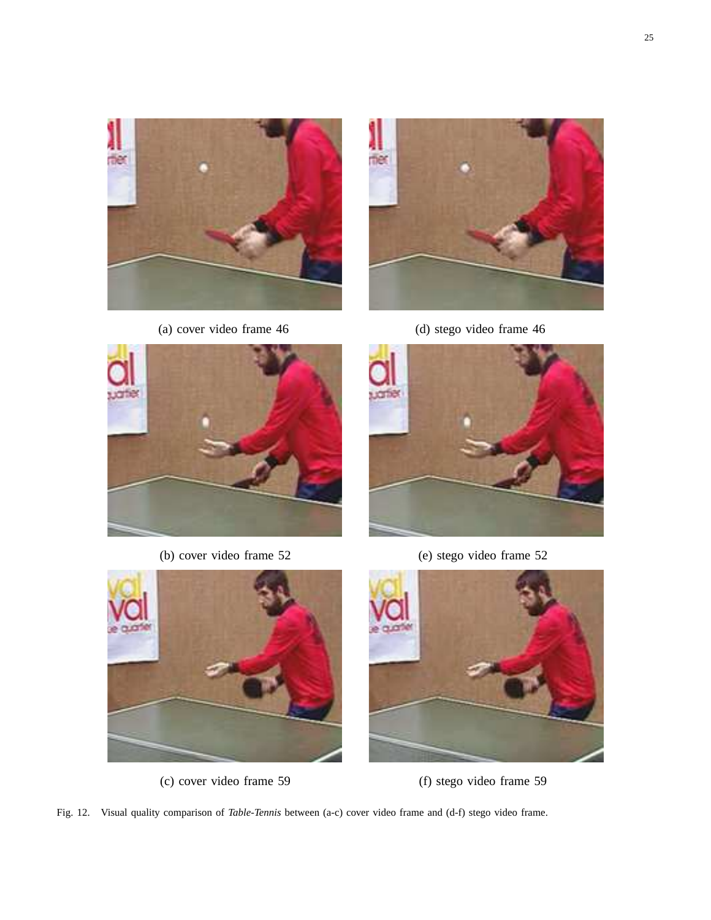(a) cover video frame 46

(d) stego video frame 46

(b) cover video frame 52

(e) stego video frame 52

(c) cover video frame 59

(f) stego video frame 59

Fig. 12. Visual quality comparison of *Table-Tennis* between (a-c) cover video frame and (d-f) stego video frame.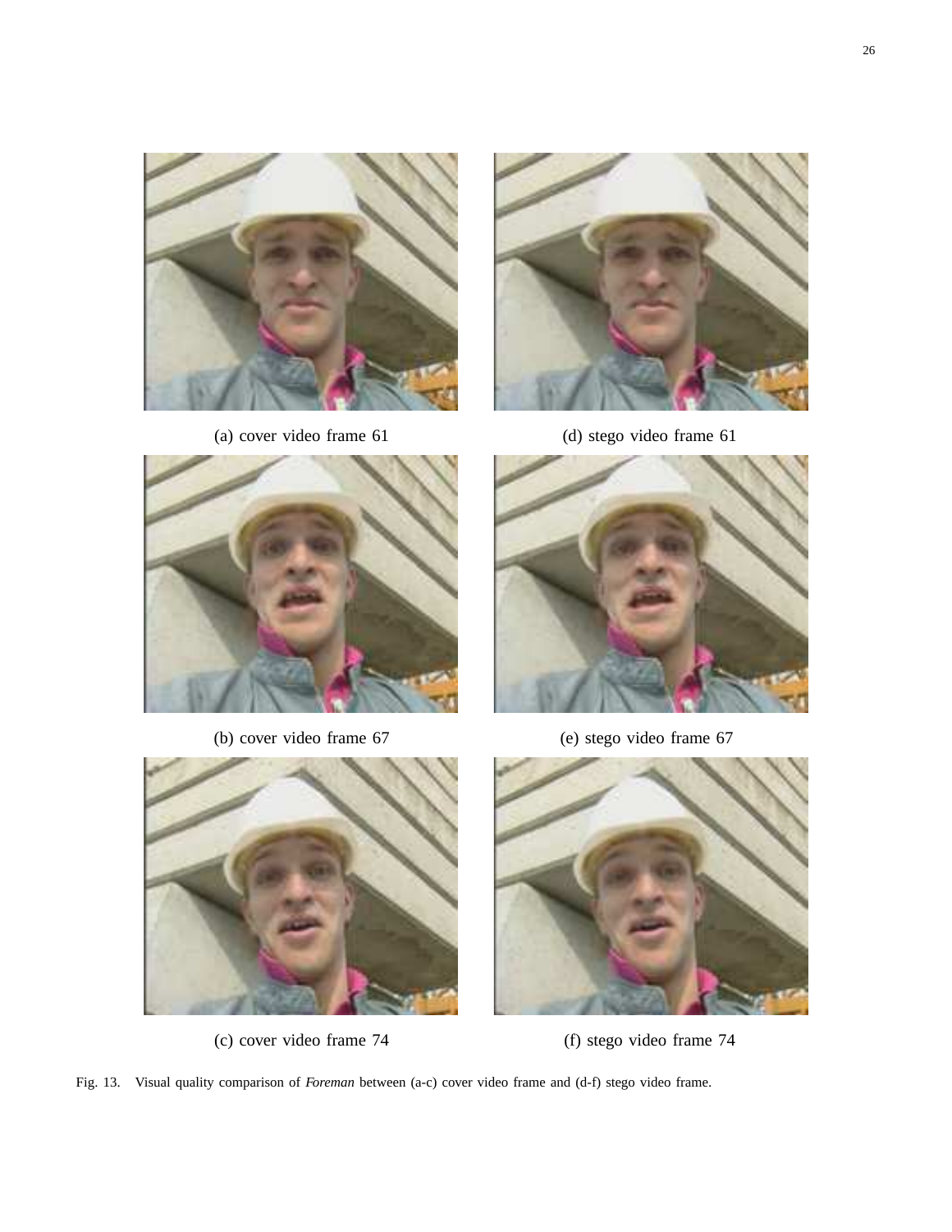(a) cover video frame 61

(d) stego video frame 61

(b) cover video frame 67

(e) stego video frame 67

(c) cover video frame 74

(f) stego video frame 74

Fig. 13. Visual quality comparison of *Foreman* between (a-c) cover video frame and (d-f) stego video frame.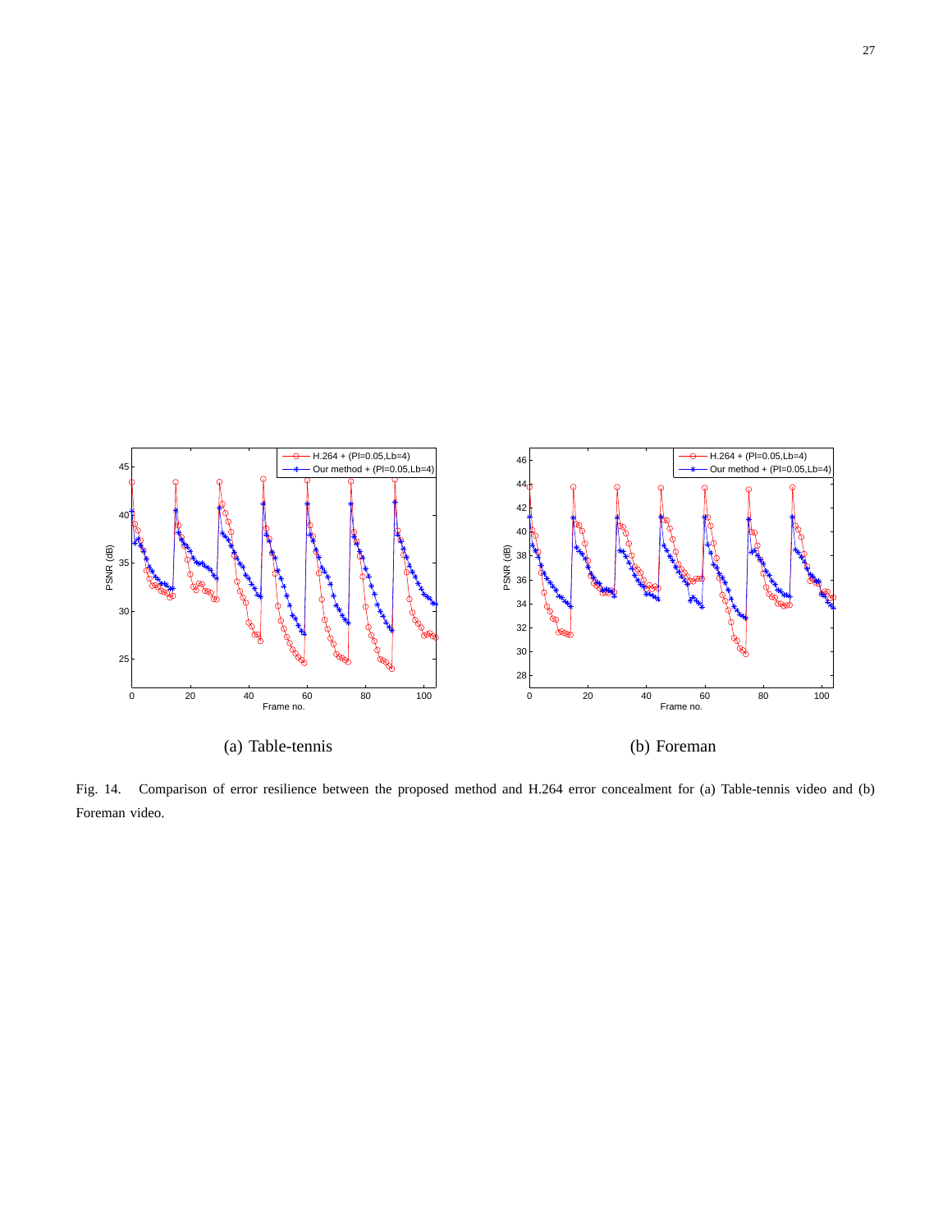(a) Table-tennis

(b) Foreman

Fig. 14. Comparison of error resilience between the proposed method and H.264 error concealment for (a) Table-tennis video and (b) Foreman video.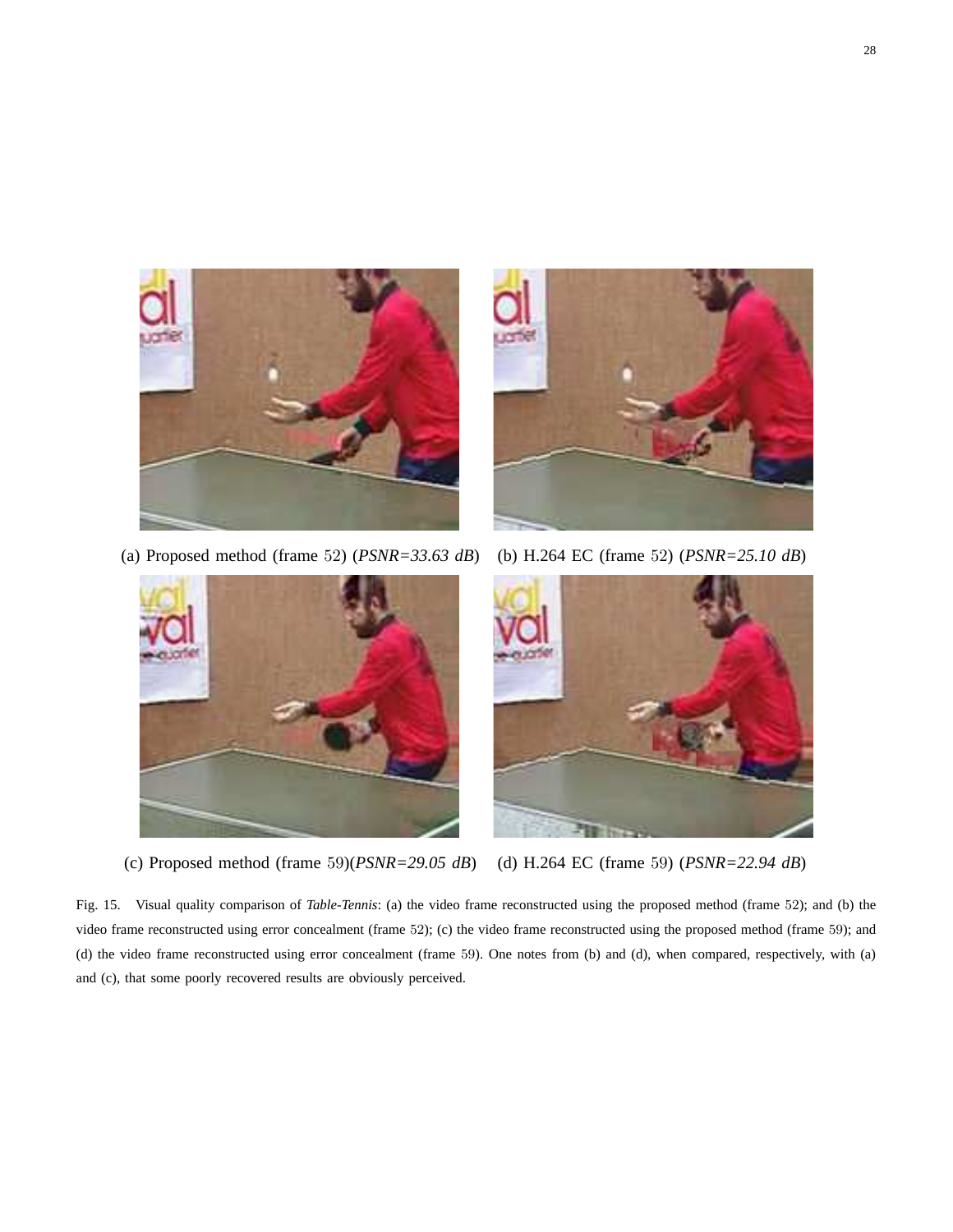(a) Proposed method (frame 52) (*PSNR=33.63 dB*)

(b) H.264 EC (frame 52) (*PSNR=25.10 dB*)

(c) Proposed method (frame 59)(*PSNR=29.05 dB*)

(d) H.264 EC (frame 59) (*PSNR=22.94 dB*)

Fig. 15. Visual quality comparison of *Table-Tennis*: (a) the video frame reconstructed using the proposed method (frame 52); and (b) the video frame reconstructed using error concealment (frame 52); (c) the video frame reconstructed using the proposed method (frame 59); and (d) the video frame reconstructed using error concealment (frame 59). One notes from (b) and (d), when compared, respectively, with (a) and (c), that some poorly recovered results are obviously perceived.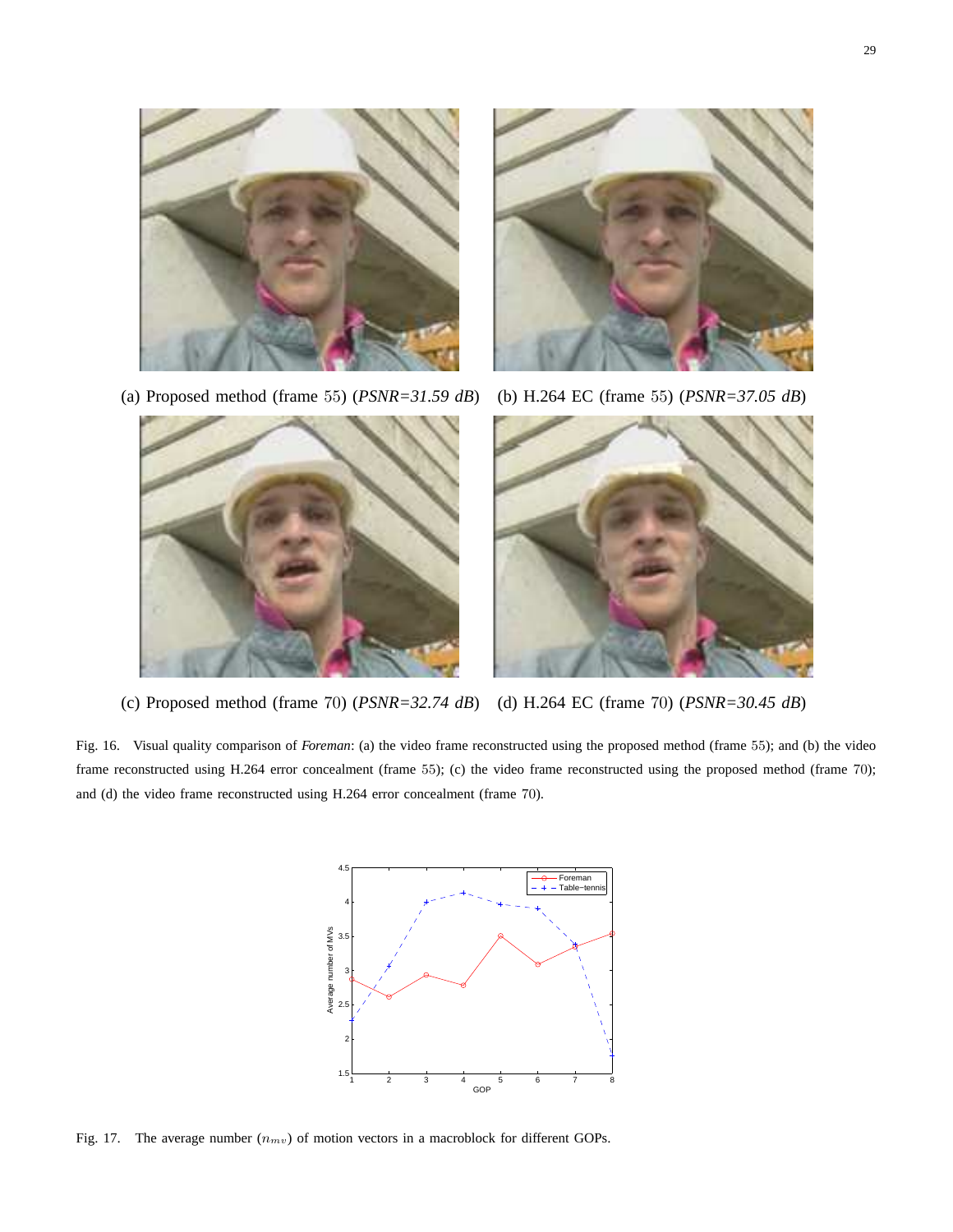(a) Proposed method (frame 55) (*PSNR=31.59 dB*) (b) H.264 EC (frame 55) (*PSNR=37.05 dB*)

(c) Proposed method (frame 70) (*PSNR=32.74 dB*) (d) H.264 EC (frame 70) (*PSNR=30.45 dB*)

Fig. 16. Visual quality comparison of *Foreman*: (a) the video frame reconstructed using the proposed method (frame 55); and (b) the video frame reconstructed using H.264 error concealment (frame 55); (c) the video frame reconstructed using the proposed method (frame 70); and (d) the video frame reconstructed using H.264 error concealment (frame 70).

Fig. 17. The average number ($n_{mv}$) of motion vectors in a macroblock for different GOPs.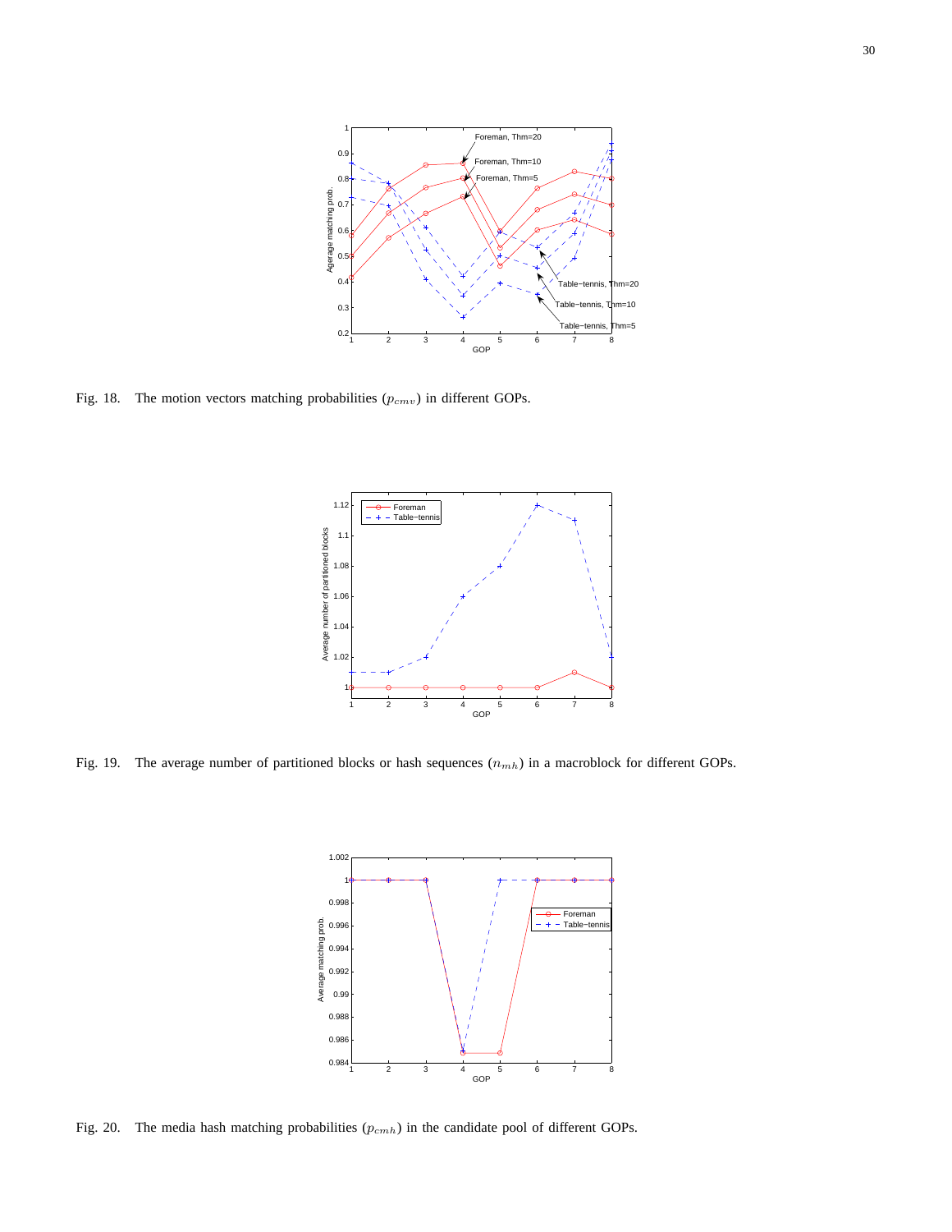Foreman, Thm=20
Foreman, Thm=10
Foreman, Thm=5
Agerage matching prob.
Table−tennis, Thm=20
Table−tennis, Thm=10
Table−tennis, Thm=5
GOP

Fig. 18. The motion vectors matching probabilities ($p_{cmv}$) in different GOPs.

Foreman
Table−tennis
Average number of partitioned blocks
GOP

Fig. 19. The average number of partitioned blocks or hash sequences ($n_{mh}$) in a macroblock for different GOPs.

Foreman
Table−tennis
Average matching prob.
GOP

Fig. 20. The media hash matching probabilities ($p_{cmh}$) in the candidate pool of different GOPs.